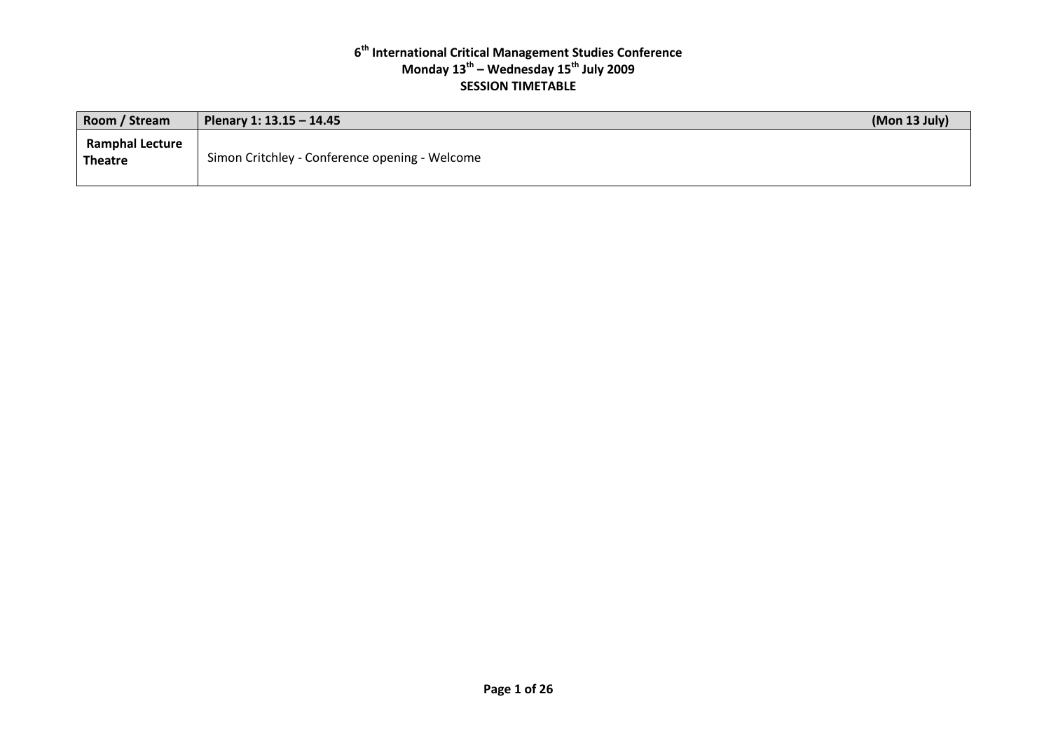# 6th International Critical Management Studies Conference
## Monday 13th – Wednesday 15th July 2009
## SESSION TIMETABLE

| Room / Stream | Plenary 1: 13.15 – 14.45 (Mon 13 July) |
| --- | --- |
| **Ramphal Lecture Theatre** | Simon Critchley - Conference opening - Welcome |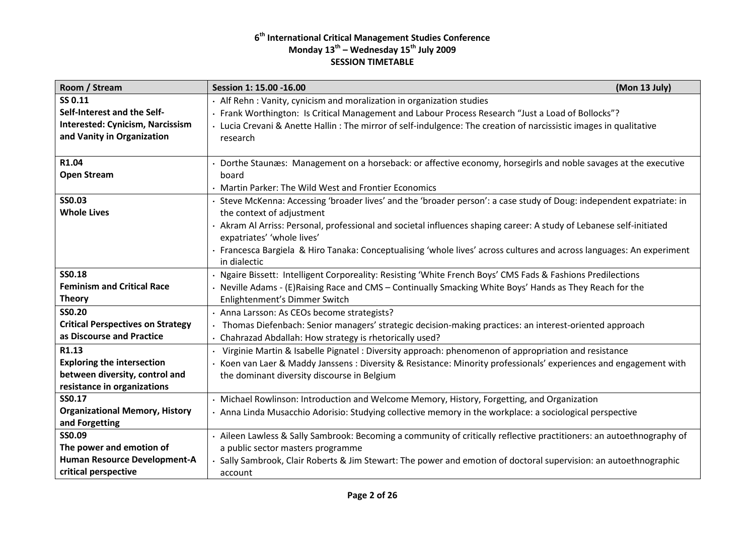**6th International Critical Management Studies Conference**
**Monday 13th – Wednesday 15th July 2009**
**SESSION TIMETABLE**

| Room / Stream | Session 1: 15.00 -16.00 (Mon 13 July) |
|---|---|
| **SS 0.11**<br>**Self-Interest and the Self-Interested: Cynicism, Narcissism and Vanity in Organization** | · Alf Rehn : Vanity, cynicism and moralization in organization studies<br>· Frank Worthington: Is Critical Management and Labour Process Research "Just a Load of Bollocks"?<br>· Lucia Crevani & Anette Hallin : The mirror of self-indulgence: The creation of narcissistic images in qualitative research |
| **R1.04**<br>**Open Stream** | · Dorthe Staunæs: Management on a horseback: or affective economy, horsegirls and noble savages at the executive board<br>· Martin Parker: The Wild West and Frontier Economics |
| **SS0.03**<br>**Whole Lives** | · Steve McKenna: Accessing 'broader lives' and the 'broader person': a case study of Doug: independent expatriate: in the context of adjustment<br>· Akram Al Arriss: Personal, professional and societal influences shaping career: A study of Lebanese self-initiated expatriates' 'whole lives'<br>· Francesca Bargiela & Hiro Tanaka: Conceptualising 'whole lives' across cultures and across languages: An experiment in dialectic |
| **SS0.18**<br>**Feminism and Critical Race Theory** | · Ngaire Bissett: Intelligent Corporeality: Resisting 'White French Boys' CMS Fads & Fashions Predilections<br>· Neville Adams - (E)Raising Race and CMS – Continually Smacking White Boys' Hands as They Reach for the Enlightenment's Dimmer Switch |
| **SS0.20**<br>**Critical Perspectives on Strategy as Discourse and Practice** | · Anna Larsson: As CEOs become strategists?<br>· Thomas Diefenbach: Senior managers' strategic decision-making practices: an interest-oriented approach<br>· Chahrazad Abdallah: How strategy is rhetorically used? |
| **R1.13**<br>**Exploring the intersection between diversity, control and resistance in organizations** | · Virginie Martin & Isabelle Pignatel : Diversity approach: phenomenon of appropriation and resistance<br>· Koen van Laer & Maddy Janssens : Diversity & Resistance: Minority professionals' experiences and engagement with the dominant diversity discourse in Belgium |
| **SS0.17**<br>**Organizational Memory, History and Forgetting** | · Michael Rowlinson: Introduction and Welcome Memory, History, Forgetting, and Organization<br>· Anna Linda Musacchio Adorisio: Studying collective memory in the workplace: a sociological perspective |
| **SS0.09**<br>**The power and emotion of Human Resource Development-A critical perspective** | · Aileen Lawless & Sally Sambrook: Becoming a community of critically reflective practitioners: an autoethnography of a public sector masters programme<br>· Sally Sambrook, Clair Roberts & Jim Stewart: The power and emotion of doctoral supervision: an autoethnographic account |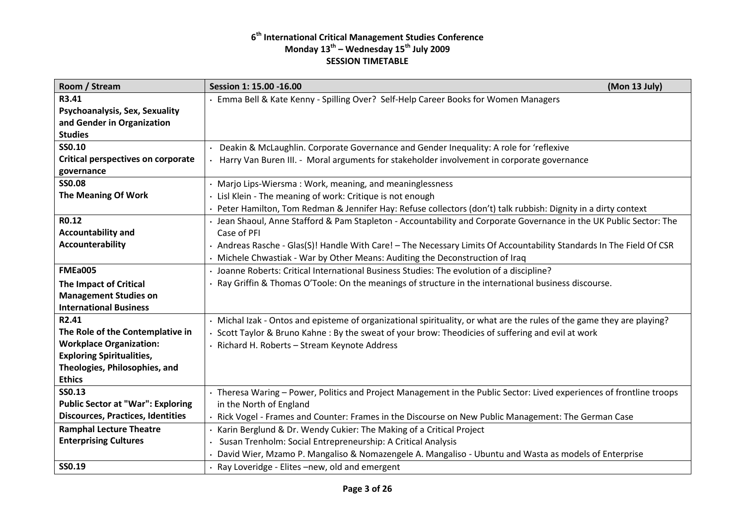# 6th International Critical Management Studies Conference
## Monday 13th – Wednesday 15th July 2009
## SESSION TIMETABLE

| Room / Stream | Session 1: 15.00 -16.00 (Mon 13 July) |
| --- | --- |
| **R3.41** **Psychoanalysis, Sex, Sexuality and Gender in Organization Studies** | • Emma Bell & Kate Kenny - Spilling Over? Self-Help Career Books for Women Managers |
| **SS0.10** **Critical perspectives on corporate governance** | • Deakin & McLaughlin. Corporate Governance and Gender Inequality: A role for 'reflexive<br>• Harry Van Buren III. - Moral arguments for stakeholder involvement in corporate governance |
| **SS0.08** **The Meaning Of Work** | • Marjo Lips-Wiersma : Work, meaning, and meaninglessness<br>• Lisl Klein - The meaning of work: Critique is not enough<br>• Peter Hamilton, Tom Redman & Jennifer Hay: Refuse collectors (don't) talk rubbish: Dignity in a dirty context |
| **R0.12** **Accountability and Accounterability** | • Jean Shaoul, Anne Stafford & Pam Stapleton - Accountability and Corporate Governance in the UK Public Sector: The Case of PFI<br>• Andreas Rasche - Glas(S)! Handle With Care! – The Necessary Limits Of Accountability Standards In The Field Of CSR<br>• Michele Chwastiak - War by Other Means: Auditing the Deconstruction of Iraq |
| **FMEa005** **The Impact of Critical Management Studies on International Business** | • Joanne Roberts: Critical International Business Studies: The evolution of a discipline?<br>• Ray Griffin & Thomas O'Toole: On the meanings of structure in the international business discourse. |
| **R2.41** **The Role of the Contemplative in Workplace Organization: Exploring Spiritualities, Theologies, Philosophies, and Ethics** | • Michal Izak - Ontos and episteme of organizational spirituality, or what are the rules of the game they are playing?<br>• Scott Taylor & Bruno Kahne : By the sweat of your brow: Theodicies of suffering and evil at work<br>• Richard H. Roberts – Stream Keynote Address |
| **SS0.13** **Public Sector at "War": Exploring Discources, Practices, Identities** | • Theresa Waring – Power, Politics and Project Management in the Public Sector: Lived experiences of frontline troops in the North of England<br>• Rick Vogel - Frames and Counter: Frames in the Discourse on New Public Management: The German Case |
| **Ramphal Lecture Theatre** **Enterprising Cultures** | • Karin Berglund & Dr. Wendy Cukier: The Making of a Critical Project<br>• Susan Trenholm: Social Entrepreneurship: A Critical Analysis<br>• David Wier, Mzamo P. Mangaliso & Nomazengele A. Mangaliso - Ubuntu and Wasta as models of Enterprise |
| **SS0.19** | • Ray Loveridge - Elites –new, old and emergent |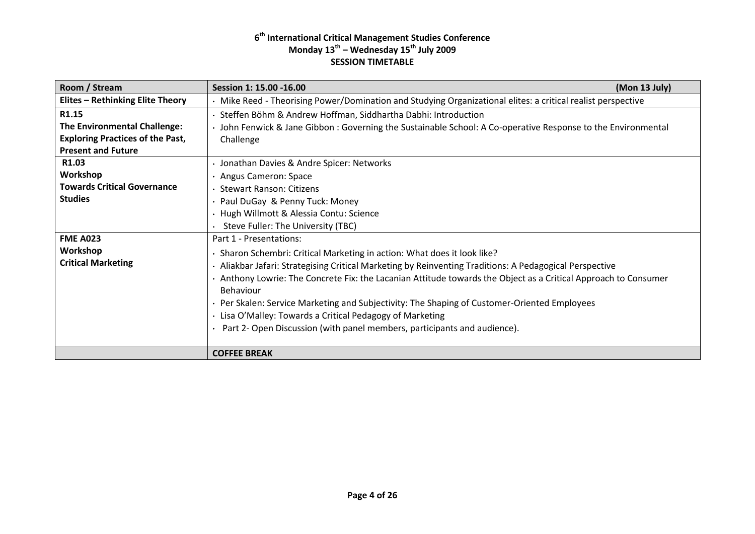**6th International Critical Management Studies Conference**
**Monday 13th – Wednesday 15th July 2009**
**SESSION TIMETABLE**

| **Room / Stream** | **Session 1: 15.00 -16.00 (Mon 13 July)** |
|---|---|
| **Elites – Rethinking Elite Theory** | • Mike Reed - Theorising Power/Domination and Studying Organizational elites: a critical realist perspective |
| **R1.15**<br>**The Environmental Challenge: Exploring Practices of the Past, Present and Future** | • Steffen Böhm & Andrew Hoffman, Siddhartha Dabhi: Introduction<br>• John Fenwick & Jane Gibbon : Governing the Sustainable School: A Co-operative Response to the Environmental Challenge |
| **R1.03**<br>**Workshop**<br>**Towards Critical Governance Studies** | • Jonathan Davies & Andre Spicer: Networks<br>• Angus Cameron: Space<br>• Stewart Ranson: Citizens<br>• Paul DuGay & Penny Tuck: Money<br>• Hugh Willmott & Alessia Contu: Science<br>• Steve Fuller: The University (TBC) |
| **FME A023**<br>**Workshop**<br>**Critical Marketing** | Part 1 - Presentations:<br>• Sharon Schembri: Critical Marketing in action: What does it look like?<br>• Aliakbar Jafari: Strategising Critical Marketing by Reinventing Traditions: A Pedagogical Perspective<br>• Anthony Lowrie: The Concrete Fix: the Lacanian Attitude towards the Object as a Critical Approach to Consumer Behaviour<br>• Per Skalen: Service Marketing and Subjectivity: The Shaping of Customer-Oriented Employees<br>• Lisa O'Malley: Towards a Critical Pedagogy of Marketing<br>• Part 2- Open Discussion (with panel members, participants and audience). |
| | **COFFEE BREAK** |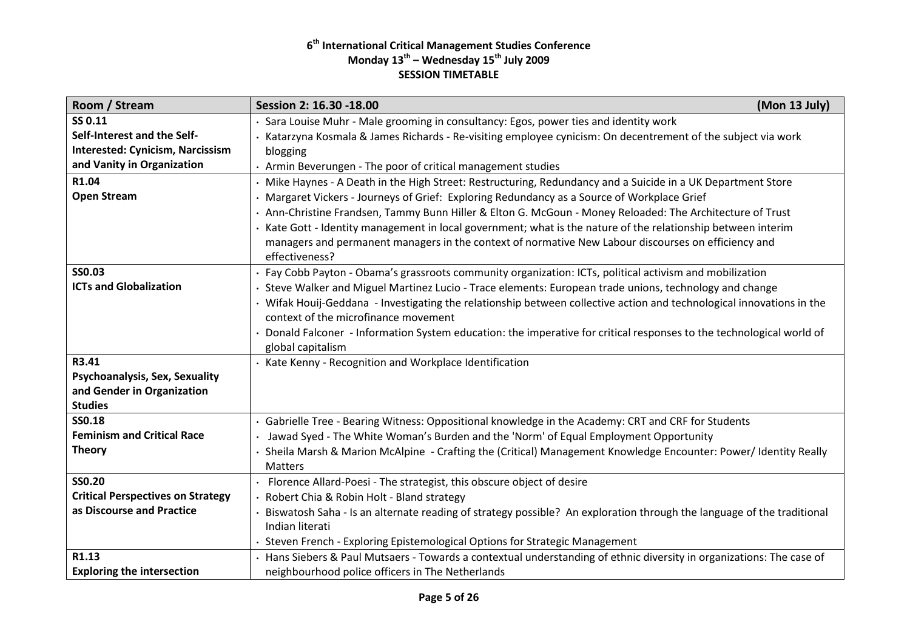**6th International Critical Management Studies Conference**
**Monday 13th – Wednesday 15th July 2009**
**SESSION TIMETABLE**

| Room / Stream | Session 2: 16.30 -18.00 (Mon 13 July) |
|---|---|
| **SS 0.11** **Self-Interest and the Self-Interested: Cynicism, Narcissism and Vanity in Organization** | · Sara Louise Muhr - Male grooming in consultancy: Egos, power ties and identity work<br>· Katarzyna Kosmala & James Richards - Re-visiting employee cynicism: On decentrement of the subject via work blogging<br>· Armin Beverungen - The poor of critical management studies |
| **R1.04** **Open Stream** | · Mike Haynes - A Death in the High Street: Restructuring, Redundancy and a Suicide in a UK Department Store<br>· Margaret Vickers - Journeys of Grief: Exploring Redundancy as a Source of Workplace Grief<br>· Ann-Christine Frandsen, Tammy Bunn Hiller & Elton G. McGoun - Money Reloaded: The Architecture of Trust<br>· Kate Gott - Identity management in local government; what is the nature of the relationship between interim managers and permanent managers in the context of normative New Labour discourses on efficiency and effectiveness? |
| **SS0.03** **ICTs and Globalization** | · Fay Cobb Payton - Obama's grassroots community organization: ICTs, political activism and mobilization<br>· Steve Walker and Miguel Martinez Lucio - Trace elements: European trade unions, technology and change<br>· Wifak Houij-Geddana - Investigating the relationship between collective action and technological innovations in the context of the microfinance movement<br>· Donald Falconer - Information System education: the imperative for critical responses to the technological world of global capitalism |
| **R3.41** **Psychoanalysis, Sex, Sexuality and Gender in Organization Studies** | · Kate Kenny - Recognition and Workplace Identification |
| **SS0.18** **Feminism and Critical Race Theory** | · Gabrielle Tree - Bearing Witness: Oppositional knowledge in the Academy: CRT and CRF for Students<br>· Jawad Syed - The White Woman's Burden and the 'Norm' of Equal Employment Opportunity<br>· Sheila Marsh & Marion McAlpine - Crafting the (Critical) Management Knowledge Encounter: Power/ Identity Really Matters |
| **SS0.20** **Critical Perspectives on Strategy as Discourse and Practice** | · Florence Allard-Poesi - The strategist, this obscure object of desire<br>· Robert Chia & Robin Holt - Bland strategy<br>· Biswatosh Saha - Is an alternate reading of strategy possible? An exploration through the language of the traditional Indian literati<br>· Steven French - Exploring Epistemological Options for Strategic Management |
| **R1.13** **Exploring the intersection** | · Hans Siebers & Paul Mutsaers - Towards a contextual understanding of ethnic diversity in organizations: The case of neighbourhood police officers in The Netherlands |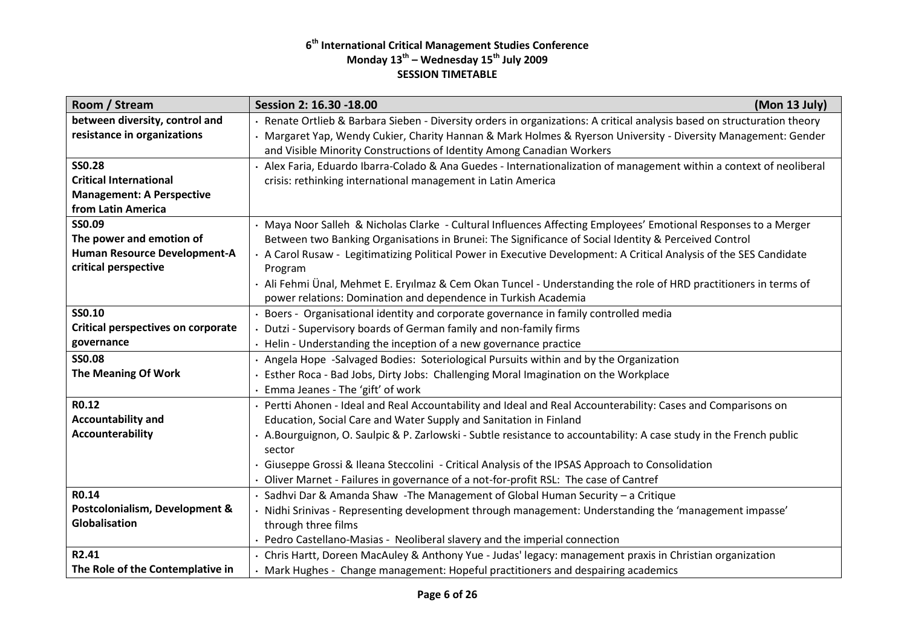**6th International Critical Management Studies Conference**
**Monday 13th – Wednesday 15th July 2009**
**SESSION TIMETABLE**

| Room / Stream | Session 2: 16.30 -18.00 (Mon 13 July) |
|---|---|
| **between diversity, control and resistance in organizations** | · Renate Ortlieb & Barbara Sieben - Diversity orders in organizations: A critical analysis based on structuration theory<br>· Margaret Yap, Wendy Cukier, Charity Hannan & Mark Holmes & Ryerson University - Diversity Management: Gender and Visible Minority Constructions of Identity Among Canadian Workers |
| **SS0.28**<br>**Critical International Management: A Perspective from Latin America** | · Alex Faria, Eduardo Ibarra-Colado & Ana Guedes - Internationalization of management within a context of neoliberal crisis: rethinking international management in Latin America |
| **SS0.09**<br>**The power and emotion of Human Resource Development-A critical perspective** | · Maya Noor Salleh & Nicholas Clarke - Cultural Influences Affecting Employees' Emotional Responses to a Merger Between two Banking Organisations in Brunei: The Significance of Social Identity & Perceived Control<br>· A Carol Rusaw - Legitimatizing Political Power in Executive Development: A Critical Analysis of the SES Candidate Program<br>· Ali Fehmi Ünal, Mehmet E. Eryılmaz & Cem Okan Tuncel - Understanding the role of HRD practitioners in terms of power relations: Domination and dependence in Turkish Academia |
| **SS0.10**<br>**Critical perspectives on corporate governance** | · Boers - Organisational identity and corporate governance in family controlled media<br>· Dutzi - Supervisory boards of German family and non-family firms<br>· Helin - Understanding the inception of a new governance practice |
| **SS0.08**<br>**The Meaning Of Work** | · Angela Hope -Salvaged Bodies: Soteriological Pursuits within and by the Organization<br>· Esther Roca - Bad Jobs, Dirty Jobs: Challenging Moral Imagination on the Workplace<br>· Emma Jeanes - The 'gift' of work |
| **R0.12**<br>**Accountability and Accounterability** | · Pertti Ahonen - Ideal and Real Accountability and Ideal and Real Accounterability: Cases and Comparisons on Education, Social Care and Water Supply and Sanitation in Finland<br>· A.Bourguignon, O. Saulpic & P. Zarlowski - Subtle resistance to accountability: A case study in the French public sector<br>· Giuseppe Grossi & Ileana Steccolini - Critical Analysis of the IPSAS Approach to Consolidation<br>· Oliver Marnet - Failures in governance of a not-for-profit RSL: The case of Cantref |
| **R0.14**<br>**Postcolonialism, Development & Globalisation** | · Sadhvi Dar & Amanda Shaw -The Management of Global Human Security – a Critique<br>· Nidhi Srinivas - Representing development through management: Understanding the 'management impasse' through three films<br>· Pedro Castellano-Masias - Neoliberal slavery and the imperial connection |
| **R2.41**<br>**The Role of the Contemplative in** | · Chris Hartt, Doreen MacAuley & Anthony Yue - Judas' legacy: management praxis in Christian organization<br>· Mark Hughes - Change management: Hopeful practitioners and despairing academics |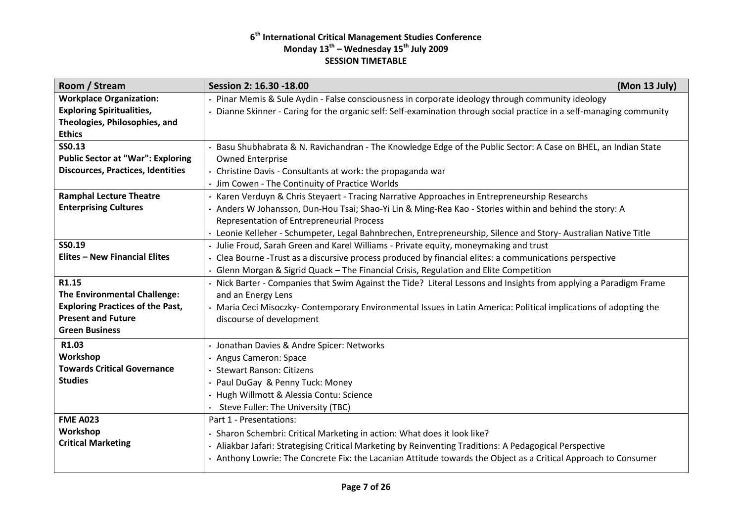# 6th International Critical Management Studies Conference
## Monday 13th – Wednesday 15th July 2009
## SESSION TIMETABLE

| Room / Stream | Session 2: 16.30 -18.00 (Mon 13 July) |
|---|---|
| **Workplace Organization: Exploring Spiritualities, Theologies, Philosophies, and Ethics** | · Pinar Memis & Sule Aydin - False consciousness in corporate ideology through community ideology<br>· Dianne Skinner - Caring for the organic self: Self-examination through social practice in a self-managing community |
| **SS0.13**<br>**Public Sector at "War": Exploring Discources, Practices, Identities** | · Basu Shubhabrata & N. Ravichandran - The Knowledge Edge of the Public Sector: A Case on BHEL, an Indian State Owned Enterprise<br>· Christine Davis - Consultants at work: the propaganda war<br>· Jim Cowen - The Continuity of Practice Worlds |
| **Ramphal Lecture Theatre**<br>**Enterprising Cultures** | · Karen Verduyn & Chris Steyaert - Tracing Narrative Approaches in Entrepreneurship Researchs<br>· Anders W Johansson, Dun-Hou Tsai; Shao-Yi Lin & Ming-Rea Kao - Stories within and behind the story: A Representation of Entrepreneurial Process<br>· Leonie Kelleher - Schumpeter, Legal Bahnbrechen, Entrepreneurship, Silence and Story- Australian Native Title |
| **SS0.19**<br>**Elites – New Financial Elites** | · Julie Froud, Sarah Green and Karel Williams - Private equity, moneymaking and trust<br>· Clea Bourne -Trust as a discursive process produced by financial elites: a communications perspective<br>· Glenn Morgan & Sigrid Quack – The Financial Crisis, Regulation and Elite Competition |
| **R1.15**<br>**The Environmental Challenge: Exploring Practices of the Past, Present and Future**<br>**Green Business** | · Nick Barter - Companies that Swim Against the Tide? Literal Lessons and Insights from applying a Paradigm Frame and an Energy Lens<br>· Maria Ceci Misoczky- Contemporary Environmental Issues in Latin America: Political implications of adopting the discourse of development |
| **R1.03**<br>**Workshop**<br>**Towards Critical Governance Studies** | · Jonathan Davies & Andre Spicer: Networks<br>· Angus Cameron: Space<br>· Stewart Ranson: Citizens<br>· Paul DuGay & Penny Tuck: Money<br>· Hugh Willmott & Alessia Contu: Science<br>· Steve Fuller: The University (TBC) |
| **FME A023**<br>**Workshop**<br>**Critical Marketing** | Part 1 - Presentations:<br>· Sharon Schembri: Critical Marketing in action: What does it look like?<br>· Aliakbar Jafari: Strategising Critical Marketing by Reinventing Traditions: A Pedagogical Perspective<br>· Anthony Lowrie: The Concrete Fix: the Lacanian Attitude towards the Object as a Critical Approach to Consumer |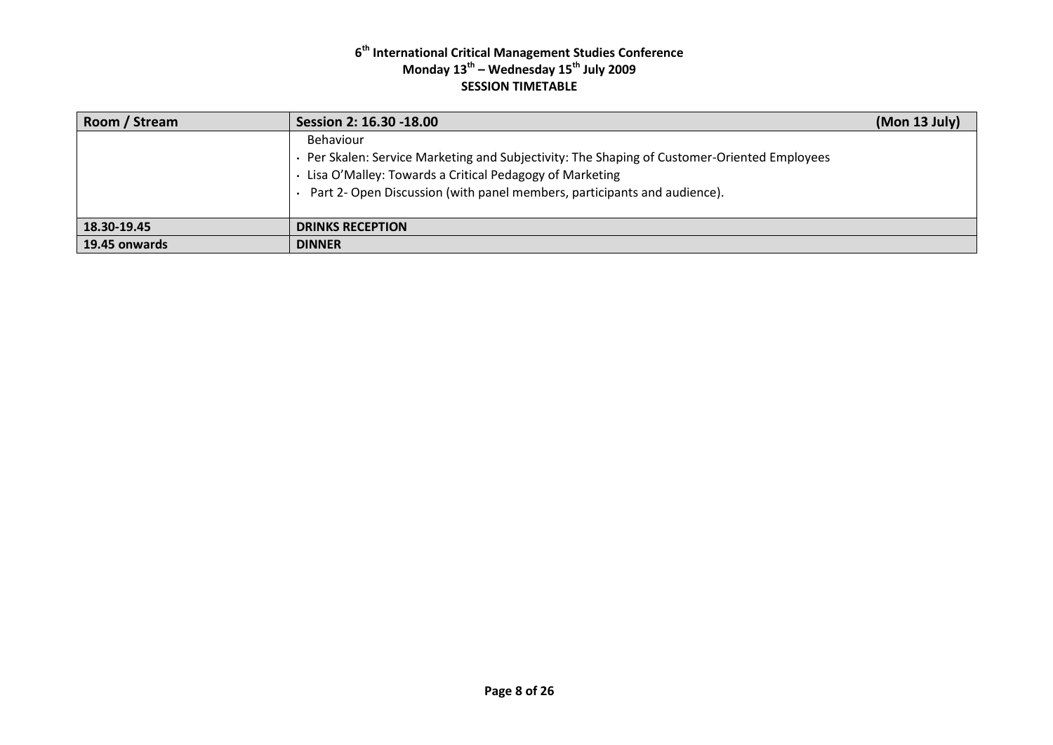# 6th International Critical Management Studies Conference
## Monday 13th – Wednesday 15th July 2009
## SESSION TIMETABLE

| Room / Stream | Session 2: 16.30 -18.00 (Mon 13 July) |
|---|---|
| | Behaviour<br>· Per Skalen: Service Marketing and Subjectivity: The Shaping of Customer-Oriented Employees<br>· Lisa O'Malley: Towards a Critical Pedagogy of Marketing<br>· Part 2- Open Discussion (with panel members, participants and audience). |
| **18.30-19.45** | **DRINKS RECEPTION** |
| **19.45 onwards** | **DINNER** |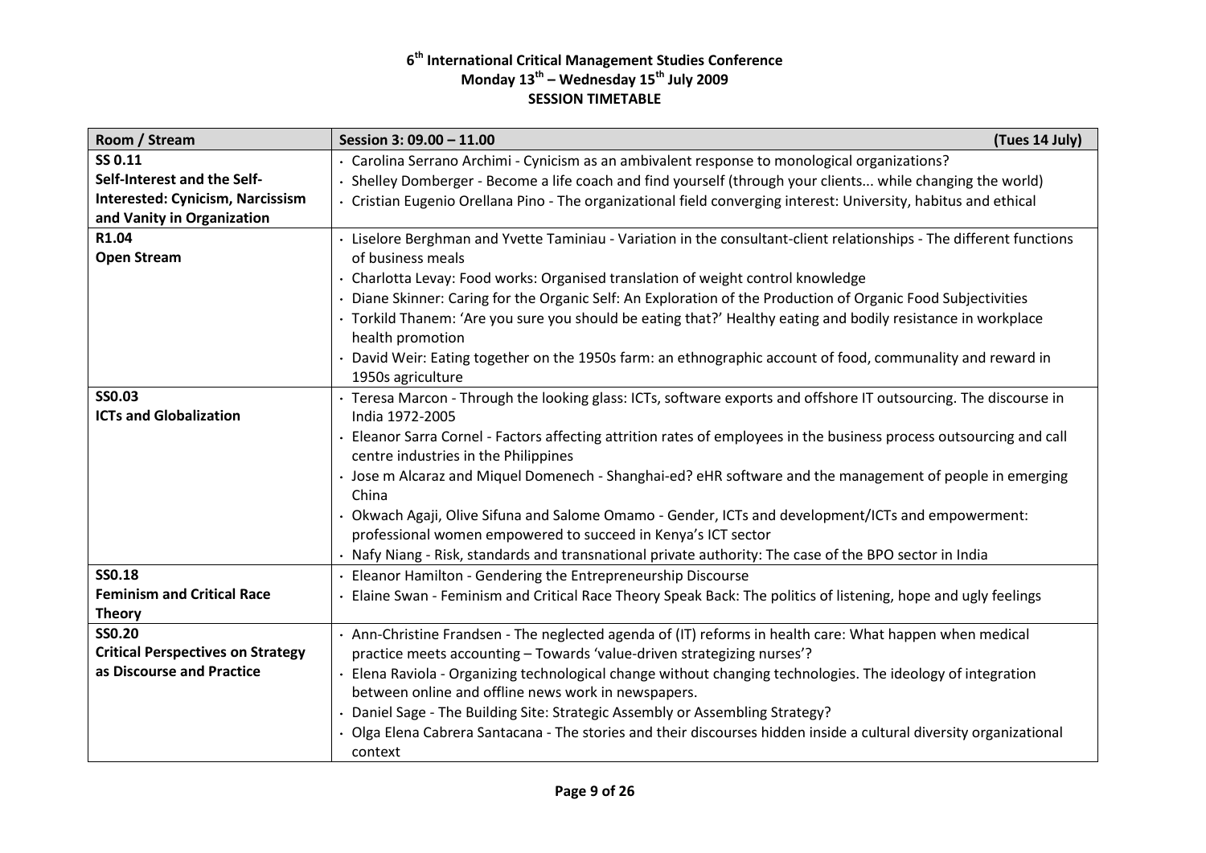# 6th International Critical Management Studies Conference
## Monday 13th – Wednesday 15th July 2009
## SESSION TIMETABLE

| Room / Stream | Session 3: 09.00 – 11.00 (Tues 14 July) |
|---|---|
| **SS 0.11**<br>**Self-Interest and the Self-Interested: Cynicism, Narcissism and Vanity in Organization** | · Carolina Serrano Archimi - Cynicism as an ambivalent response to monological organizations?<br>· Shelley Domberger - Become a life coach and find yourself (through your clients... while changing the world)<br>· Cristian Eugenio Orellana Pino - The organizational field converging interest: University, habitus and ethical |
| **R1.04**<br>**Open Stream** | · Liselore Berghman and Yvette Taminiau - Variation in the consultant-client relationships - The different functions of business meals<br>· Charlotta Levay: Food works: Organised translation of weight control knowledge<br>· Diane Skinner: Caring for the Organic Self: An Exploration of the Production of Organic Food Subjectivities<br>· Torkild Thanem: 'Are you sure you should be eating that?' Healthy eating and bodily resistance in workplace health promotion<br>· David Weir: Eating together on the 1950s farm: an ethnographic account of food, communality and reward in 1950s agriculture |
| **SS0.03**<br>**ICTs and Globalization** | · Teresa Marcon - Through the looking glass: ICTs, software exports and offshore IT outsourcing. The discourse in India 1972-2005<br>· Eleanor Sarra Cornel - Factors affecting attrition rates of employees in the business process outsourcing and call centre industries in the Philippines<br>· Jose m Alcaraz and Miquel Domenech - Shanghai-ed? eHR software and the management of people in emerging China<br>· Okwach Agaji, Olive Sifuna and Salome Omamo - Gender, ICTs and development/ICTs and empowerment: professional women empowered to succeed in Kenya's ICT sector<br>· Nafy Niang - Risk, standards and transnational private authority: The case of the BPO sector in India |
| **SS0.18**<br>**Feminism and Critical Race Theory** | · Eleanor Hamilton - Gendering the Entrepreneurship Discourse<br>· Elaine Swan - Feminism and Critical Race Theory Speak Back: The politics of listening, hope and ugly feelings |
| **SS0.20**<br>**Critical Perspectives on Strategy as Discourse and Practice** | · Ann-Christine Frandsen - The neglected agenda of (IT) reforms in health care: What happen when medical practice meets accounting – Towards 'value-driven strategizing nurses'?<br>· Elena Raviola - Organizing technological change without changing technologies. The ideology of integration between online and offline news work in newspapers.<br>· Daniel Sage - The Building Site: Strategic Assembly or Assembling Strategy?<br>· Olga Elena Cabrera Santacana - The stories and their discourses hidden inside a cultural diversity organizational context |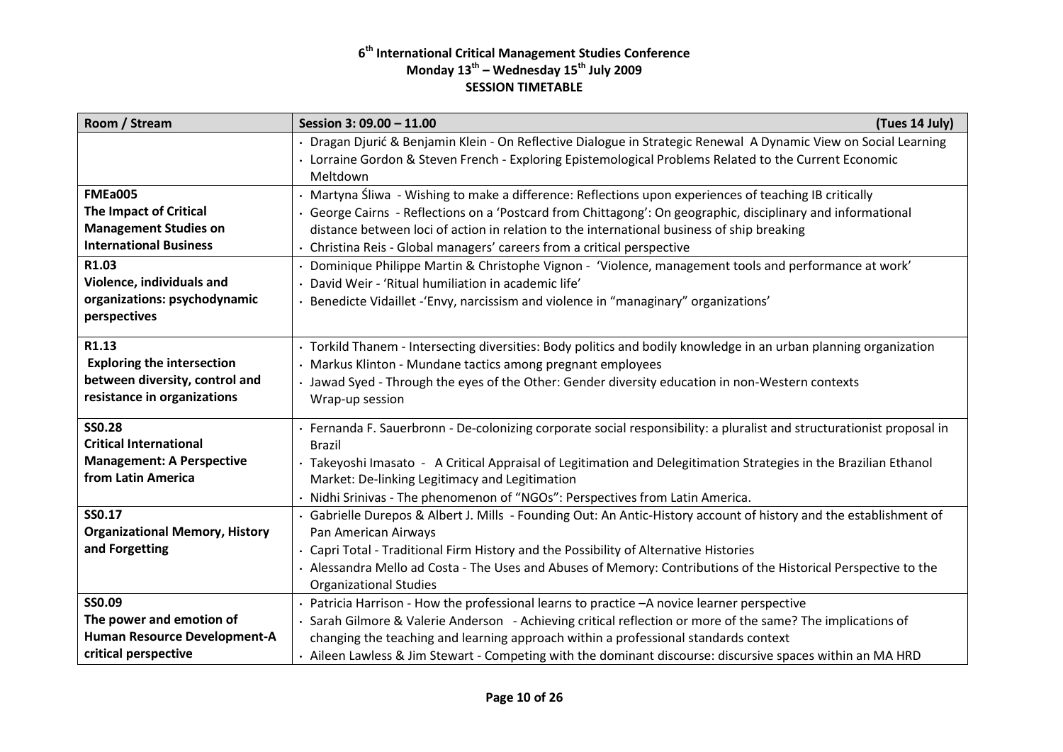**6th International Critical Management Studies Conference**
**Monday 13th – Wednesday 15th July 2009**
**SESSION TIMETABLE**

| Room / Stream | Session 3: 09.00 – 11.00 (Tues 14 July) |
|---|---|
| | · Dragan Djurić & Benjamin Klein - On Reflective Dialogue in Strategic Renewal A Dynamic View on Social Learning<br>· Lorraine Gordon & Steven French - Exploring Epistemological Problems Related to the Current Economic Meltdown |
| **FMEa005**<br>**The Impact of Critical Management Studies on International Business** | · Martyna Śliwa - Wishing to make a difference: Reflections upon experiences of teaching IB critically<br>· George Cairns - Reflections on a 'Postcard from Chittagong': On geographic, disciplinary and informational distance between loci of action in relation to the international business of ship breaking<br>· Christina Reis - Global managers' careers from a critical perspective |
| **R1.03**<br>**Violence, individuals and organizations: psychodynamic perspectives** | · Dominique Philippe Martin & Christophe Vignon - 'Violence, management tools and performance at work'<br>· David Weir - 'Ritual humiliation in academic life'<br>· Benedicte Vidaillet -'Envy, narcissism and violence in "managinary" organizations' |
| **R1.13**<br>**Exploring the intersection between diversity, control and resistance in organizations** | · Torkild Thanem - Intersecting diversities: Body politics and bodily knowledge in an urban planning organization<br>· Markus Klinton - Mundane tactics among pregnant employees<br>· Jawad Syed - Through the eyes of the Other: Gender diversity education in non-Western contexts<br>Wrap-up session |
| **SS0.28**<br>**Critical International Management: A Perspective from Latin America** | · Fernanda F. Sauerbronn - De-colonizing corporate social responsibility: a pluralist and structurationist proposal in Brazil<br>· Takeyoshi Imasato - A Critical Appraisal of Legitimation and Delegitimation Strategies in the Brazilian Ethanol Market: De-linking Legitimacy and Legitimation<br>· Nidhi Srinivas - The phenomenon of "NGOs": Perspectives from Latin America. |
| **SS0.17**<br>**Organizational Memory, History and Forgetting** | · Gabrielle Durepos & Albert J. Mills - Founding Out: An Antic-History account of history and the establishment of Pan American Airways<br>· Capri Total - Traditional Firm History and the Possibility of Alternative Histories<br>· Alessandra Mello ad Costa - The Uses and Abuses of Memory: Contributions of the Historical Perspective to the Organizational Studies |
| **SS0.09**<br>**The power and emotion of Human Resource Development-A critical perspective** | · Patricia Harrison - How the professional learns to practice –A novice learner perspective<br>· Sarah Gilmore & Valerie Anderson - Achieving critical reflection or more of the same? The implications of changing the teaching and learning approach within a professional standards context<br>· Aileen Lawless & Jim Stewart - Competing with the dominant discourse: discursive spaces within an MA HRD |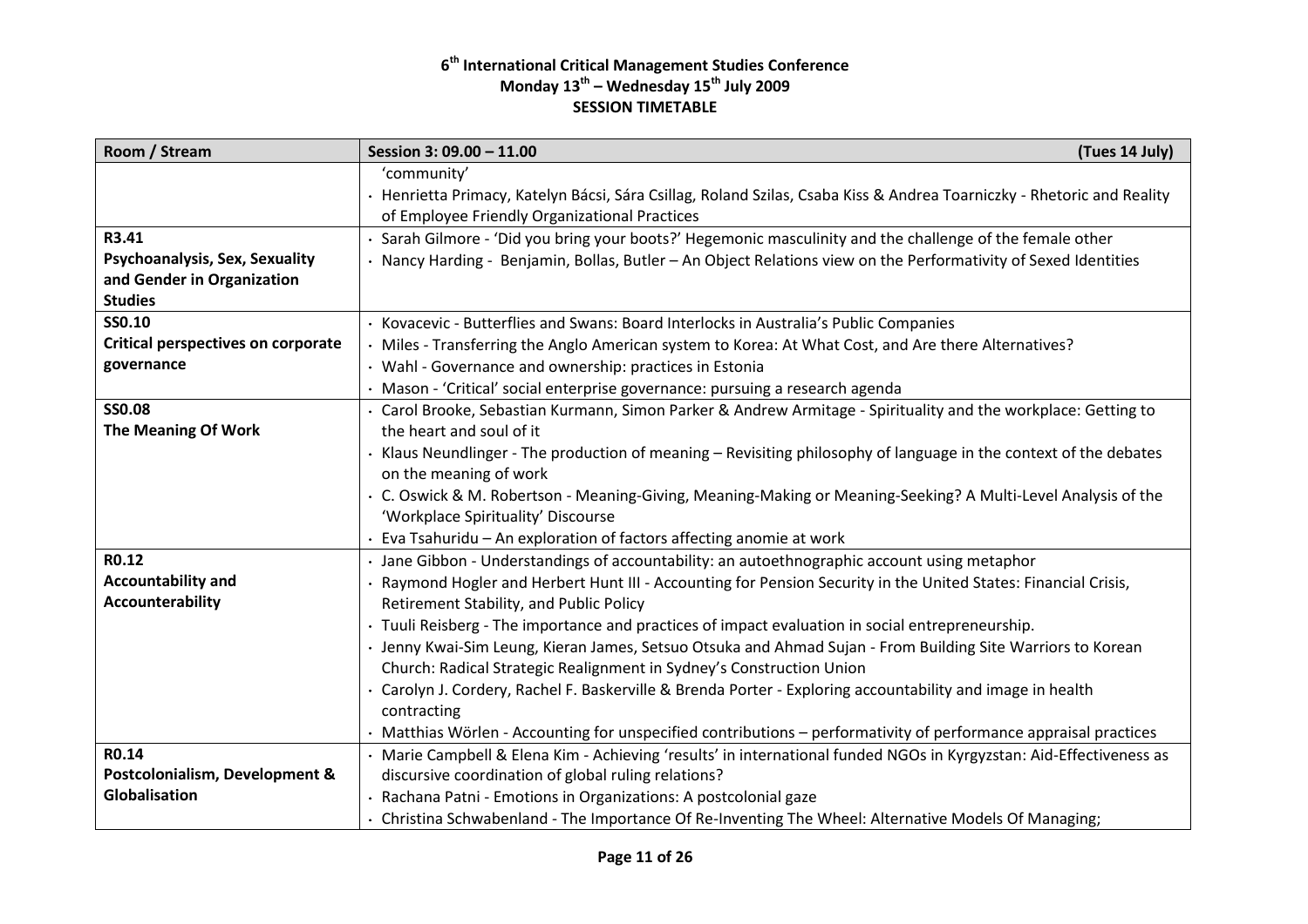# 6th International Critical Management Studies Conference
## Monday 13th – Wednesday 15th July 2009
### SESSION TIMETABLE

| Room / Stream | Session 3: 09.00 – 11.00 (Tues 14 July) |
| --- | --- |
| | 'community'<br>· Henrietta Primacy, Katelyn Bácsi, Sára Csillag, Roland Szilas, Csaba Kiss & Andrea Toarniczky - Rhetoric and Reality of Employee Friendly Organizational Practices |
| **R3.41**<br>**Psychoanalysis, Sex, Sexuality and Gender in Organization Studies** | · Sarah Gilmore - 'Did you bring your boots?' Hegemonic masculinity and the challenge of the female other<br>· Nancy Harding - Benjamin, Bollas, Butler – An Object Relations view on the Performativity of Sexed Identities |
| **SS0.10**<br>**Critical perspectives on corporate governance** | · Kovacevic - Butterflies and Swans: Board Interlocks in Australia's Public Companies<br>· Miles - Transferring the Anglo American system to Korea: At What Cost, and Are there Alternatives?<br>· Wahl - Governance and ownership: practices in Estonia<br>· Mason - 'Critical' social enterprise governance: pursuing a research agenda |
| **SS0.08**<br>**The Meaning Of Work** | · Carol Brooke, Sebastian Kurmann, Simon Parker & Andrew Armitage - Spirituality and the workplace: Getting to the heart and soul of it<br>· Klaus Neundlinger - The production of meaning – Revisiting philosophy of language in the context of the debates on the meaning of work<br>· C. Oswick & M. Robertson - Meaning-Giving, Meaning-Making or Meaning-Seeking? A Multi-Level Analysis of the 'Workplace Spirituality' Discourse<br>· Eva Tsahuridu – An exploration of factors affecting anomie at work |
| **R0.12**<br>**Accountability and Accounterability** | · Jane Gibbon - Understandings of accountability: an autoethnographic account using metaphor<br>· Raymond Hogler and Herbert Hunt III - Accounting for Pension Security in the United States: Financial Crisis, Retirement Stability, and Public Policy<br>· Tuuli Reisberg - The importance and practices of impact evaluation in social entrepreneurship.<br>· Jenny Kwai-Sim Leung, Kieran James, Setsuo Otsuka and Ahmad Sujan - From Building Site Warriors to Korean Church: Radical Strategic Realignment in Sydney's Construction Union<br>· Carolyn J. Cordery, Rachel F. Baskerville & Brenda Porter - Exploring accountability and image in health contracting<br>· Matthias Wörlen - Accounting for unspecified contributions – performativity of performance appraisal practices |
| **R0.14**<br>**Postcolonialism, Development & Globalisation** | · Marie Campbell & Elena Kim - Achieving 'results' in international funded NGOs in Kyrgyzstan: Aid-Effectiveness as discursive coordination of global ruling relations?<br>· Rachana Patni - Emotions in Organizations: A postcolonial gaze<br>· Christina Schwabenland - The Importance Of Re-Inventing The Wheel: Alternative Models Of Managing; |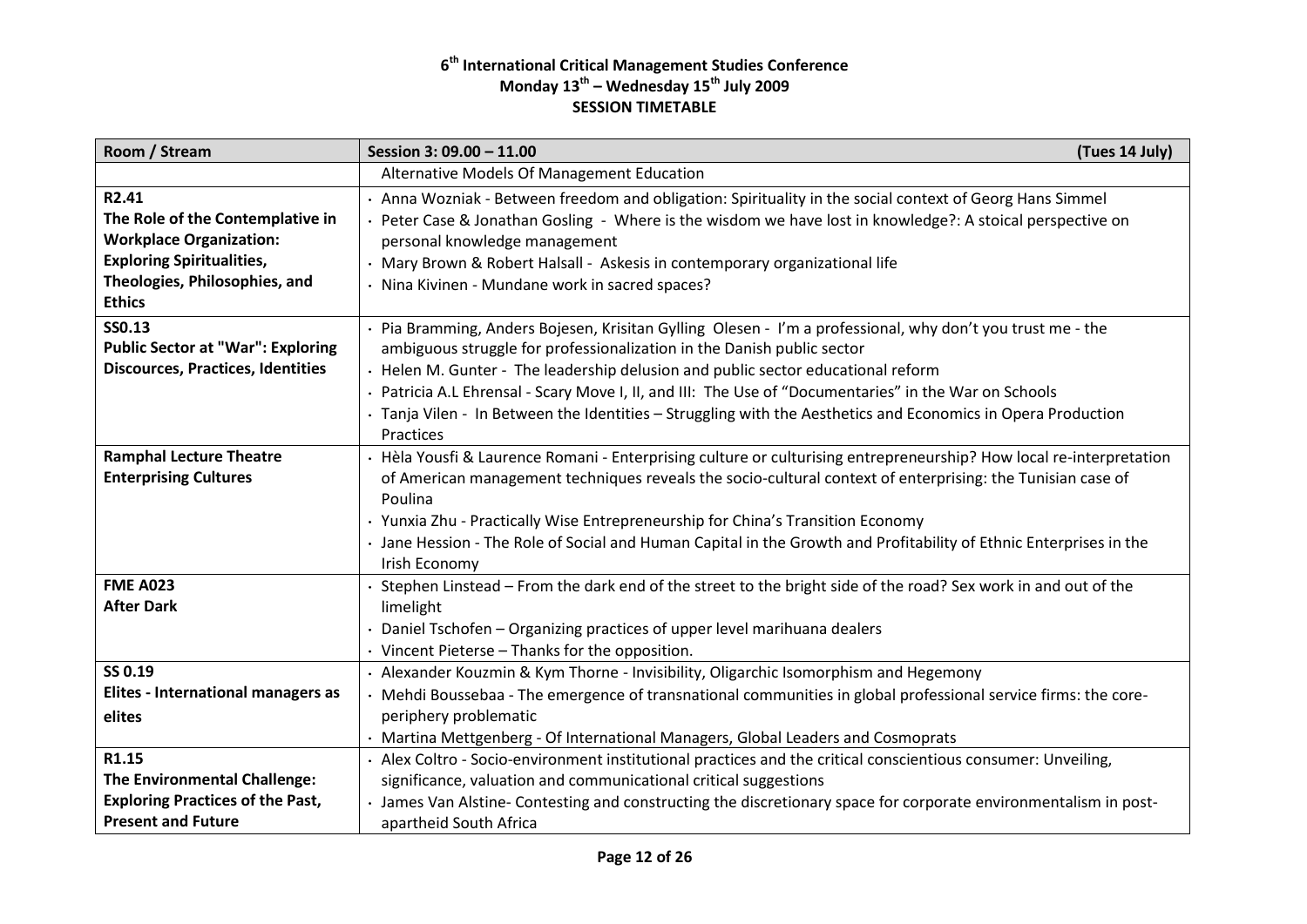# 6th International Critical Management Studies Conference
## Monday 13th – Wednesday 15th July 2009
## SESSION TIMETABLE

| Room / Stream | Session 3: 09.00 – 11.00 (Tues 14 July) |
|---|---|
| | Alternative Models Of Management Education |
| **R2.41**<br>**The Role of the Contemplative in Workplace Organization: Exploring Spiritualities, Theologies, Philosophies, and Ethics** | · Anna Wozniak - Between freedom and obligation: Spirituality in the social context of Georg Hans Simmel<br>· Peter Case & Jonathan Gosling - Where is the wisdom we have lost in knowledge?: A stoical perspective on personal knowledge management<br>· Mary Brown & Robert Halsall - Askesis in contemporary organizational life<br>· Nina Kivinen - Mundane work in sacred spaces? |
| **SS0.13**<br>**Public Sector at "War": Exploring Discources, Practices, Identities** | · Pia Bramming, Anders Bojesen, Krisitan Gylling Olesen - I'm a professional, why don't you trust me - the ambiguous struggle for professionalization in the Danish public sector<br>· Helen M. Gunter - The leadership delusion and public sector educational reform<br>· Patricia A.L Ehrensal - Scary Move I, II, and III: The Use of "Documentaries" in the War on Schools<br>· Tanja Vilen - In Between the Identities – Struggling with the Aesthetics and Economics in Opera Production Practices |
| **Ramphal Lecture Theatre**<br>**Enterprising Cultures** | · Hèla Yousfi & Laurence Romani - Enterprising culture or culturising entrepreneurship? How local re-interpretation of American management techniques reveals the socio-cultural context of enterprising: the Tunisian case of Poulina<br>· Yunxia Zhu - Practically Wise Entrepreneurship for China's Transition Economy<br>· Jane Hession - The Role of Social and Human Capital in the Growth and Profitability of Ethnic Enterprises in the Irish Economy |
| **FME A023**<br>**After Dark** | · Stephen Linstead – From the dark end of the street to the bright side of the road? Sex work in and out of the limelight<br>· Daniel Tschofen – Organizing practices of upper level marihuana dealers<br>· Vincent Pieterse – Thanks for the opposition. |
| **SS 0.19**<br>**Elites - International managers as elites** | · Alexander Kouzmin & Kym Thorne - Invisibility, Oligarchic Isomorphism and Hegemony<br>· Mehdi Boussebaa - The emergence of transnational communities in global professional service firms: the core-periphery problematic<br>· Martina Mettgenberg - Of International Managers, Global Leaders and Cosmoprats |
| **R1.15**<br>**The Environmental Challenge: Exploring Practices of the Past, Present and Future** | · Alex Coltro - Socio-environment institutional practices and the critical conscientious consumer: Unveiling, significance, valuation and communicational critical suggestions<br>· James Van Alstine- Contesting and constructing the discretionary space for corporate environmentalism in post-apartheid South Africa |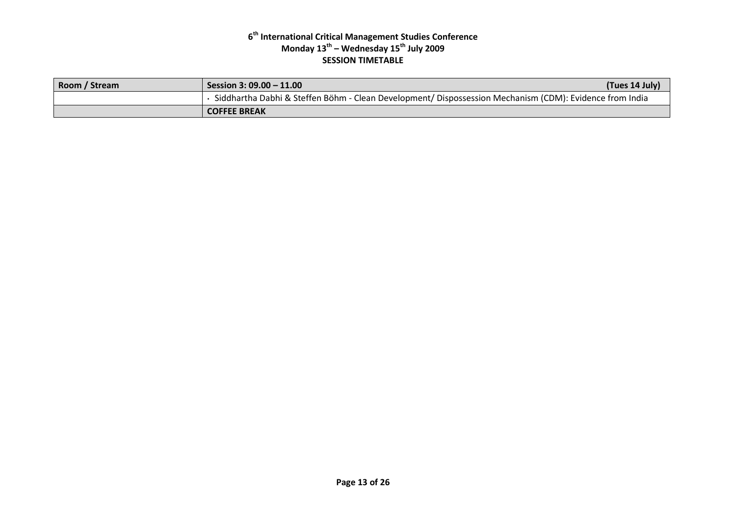**6th International Critical Management Studies Conference**
**Monday 13th – Wednesday 15th July 2009**
**SESSION TIMETABLE**

| Room / Stream | Session 3: 09.00 – 11.00 (Tues 14 July) |
|---|---|
| | • Siddhartha Dabhi & Steffen Böhm - Clean Development/ Dispossession Mechanism (CDM): Evidence from India |
| | **COFFEE BREAK** |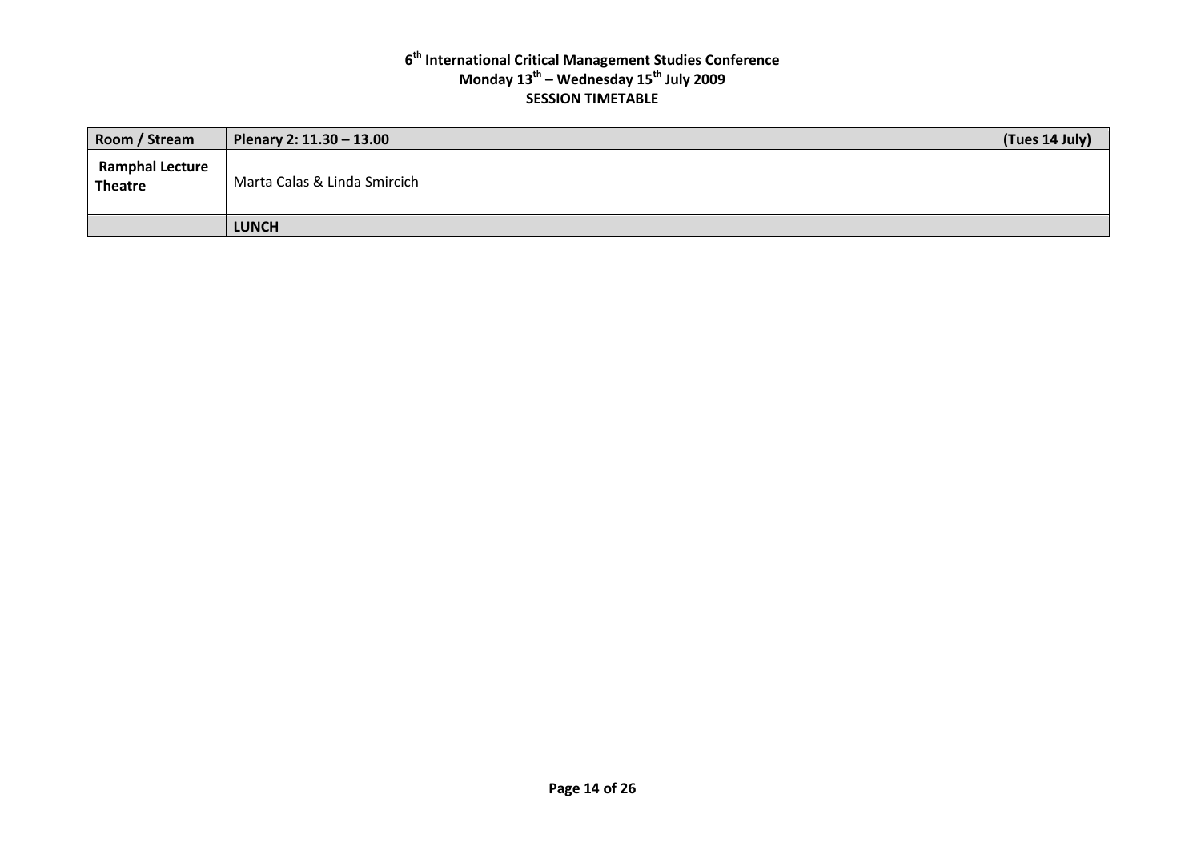**6th International Critical Management Studies Conference**
**Monday 13th – Wednesday 15th July 2009**
**SESSION TIMETABLE**

| Room / Stream | Plenary 2: 11.30 – 13.00 (Tues 14 July) |
| --- | --- |
| **Ramphal Lecture Theatre** | Marta Calas & Linda Smircich |
| | **LUNCH** |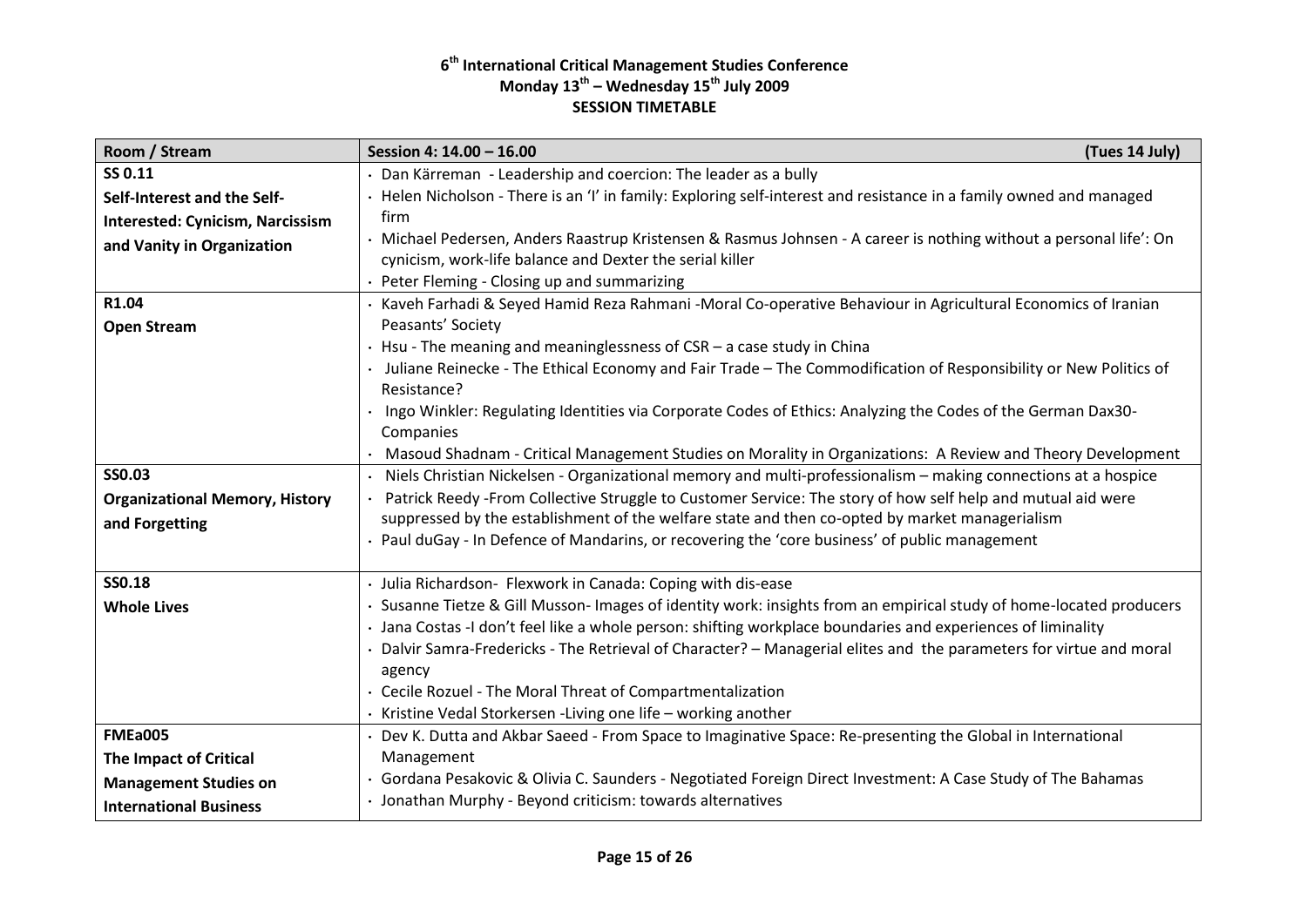**6th International Critical Management Studies Conference**
**Monday 13th – Wednesday 15th July 2009**
**SESSION TIMETABLE**

| Room / Stream | Session 4: 14.00 – 16.00 (Tues 14 July) |
|---|---|
| **SS 0.11**<br>**Self-Interest and the Self-Interested: Cynicism, Narcissism and Vanity in Organization** | · Dan Kärreman - Leadership and coercion: The leader as a bully<br>· Helen Nicholson - There is an 'I' in family: Exploring self-interest and resistance in a family owned and managed firm<br>· Michael Pedersen, Anders Raastrup Kristensen & Rasmus Johnsen - A career is nothing without a personal life': On cynicism, work-life balance and Dexter the serial killer<br>· Peter Fleming - Closing up and summarizing |
| **R1.04**<br>**Open Stream** | · Kaveh Farhadi & Seyed Hamid Reza Rahmani -Moral Co-operative Behaviour in Agricultural Economics of Iranian Peasants' Society<br>· Hsu - The meaning and meaninglessness of CSR – a case study in China<br>· Juliane Reinecke - The Ethical Economy and Fair Trade – The Commodification of Responsibility or New Politics of Resistance?<br>· Ingo Winkler: Regulating Identities via Corporate Codes of Ethics: Analyzing the Codes of the German Dax30-Companies<br>· Masoud Shadnam - Critical Management Studies on Morality in Organizations: A Review and Theory Development |
| **SS0.03**<br>**Organizational Memory, History and Forgetting** | · Niels Christian Nickelsen - Organizational memory and multi-professionalism – making connections at a hospice<br>· Patrick Reedy -From Collective Struggle to Customer Service: The story of how self help and mutual aid were suppressed by the establishment of the welfare state and then co-opted by market managerialism<br>· Paul duGay - In Defence of Mandarins, or recovering the 'core business' of public management |
| **SS0.18**<br>**Whole Lives** | · Julia Richardson- Flexwork in Canada: Coping with dis-ease<br>· Susanne Tietze & Gill Musson- Images of identity work: insights from an empirical study of home-located producers<br>· Jana Costas -I don't feel like a whole person: shifting workplace boundaries and experiences of liminality<br>· Dalvir Samra-Fredericks - The Retrieval of Character? – Managerial elites and the parameters for virtue and moral agency<br>· Cecile Rozuel - The Moral Threat of Compartmentalization<br>· Kristine Vedal Storkersen -Living one life – working another |
| **FMEa005**<br>**The Impact of Critical Management Studies on International Business** | · Dev K. Dutta and Akbar Saeed - From Space to Imaginative Space: Re-presenting the Global in International Management<br>· Gordana Pesakovic & Olivia C. Saunders - Negotiated Foreign Direct Investment: A Case Study of The Bahamas<br>· Jonathan Murphy - Beyond criticism: towards alternatives |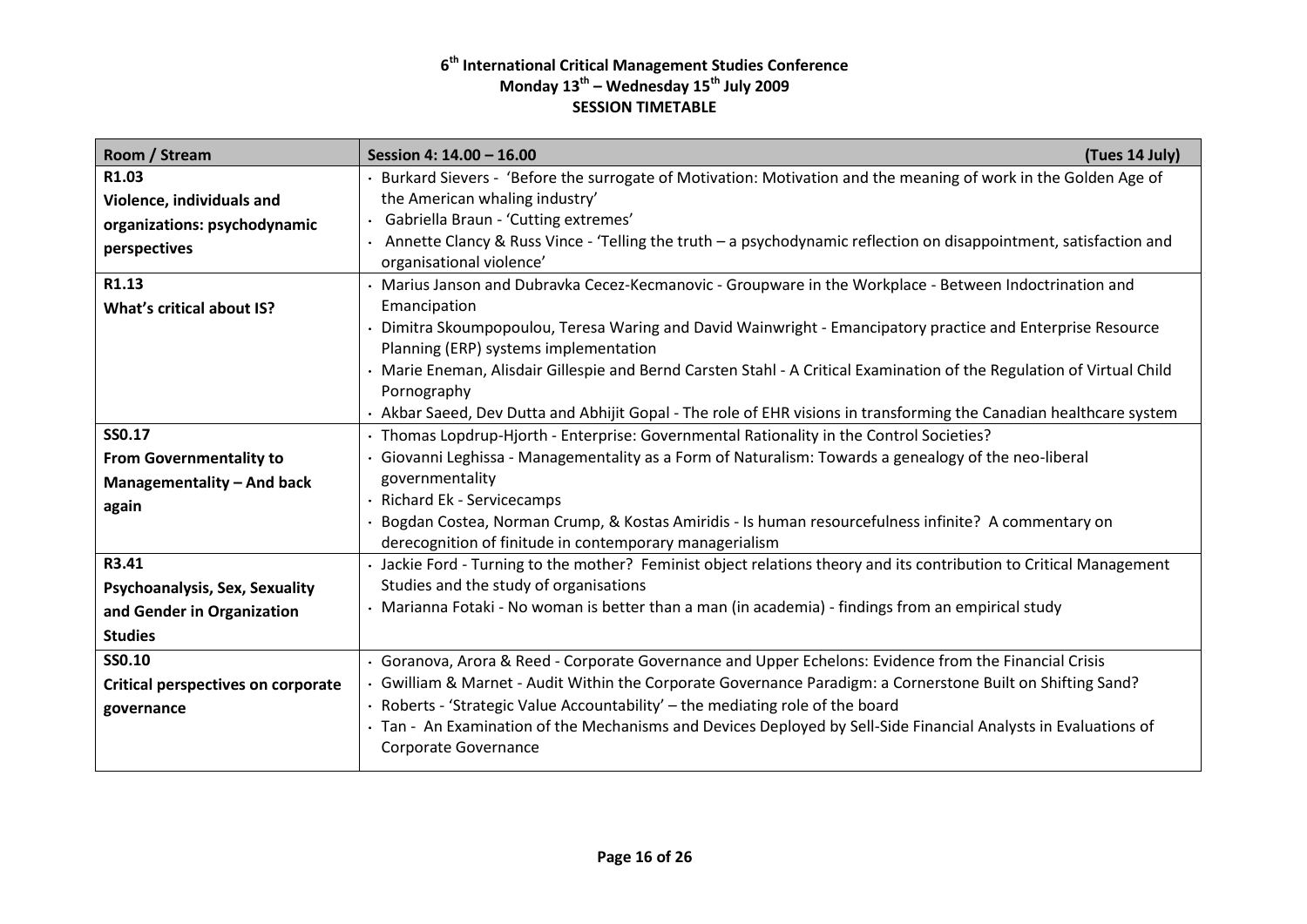**6th International Critical Management Studies Conference**
**Monday 13th – Wednesday 15th July 2009**
**SESSION TIMETABLE**

| Room / Stream | Session 4: 14.00 – 16.00 (Tues 14 July) |
|---|---|
| **R1.03**<br>**Violence, individuals and organizations: psychodynamic perspectives** | · Burkard Sievers - 'Before the surrogate of Motivation: Motivation and the meaning of work in the Golden Age of the American whaling industry'<br>· Gabriella Braun - 'Cutting extremes'<br>· Annette Clancy & Russ Vince - 'Telling the truth – a psychodynamic reflection on disappointment, satisfaction and organisational violence' |
| **R1.13**<br>**What's critical about IS?** | · Marius Janson and Dubravka Cecez-Kecmanovic - Groupware in the Workplace - Between Indoctrination and Emancipation<br>· Dimitra Skoumpopoulou, Teresa Waring and David Wainwright - Emancipatory practice and Enterprise Resource Planning (ERP) systems implementation<br>· Marie Eneman, Alisdair Gillespie and Bernd Carsten Stahl - A Critical Examination of the Regulation of Virtual Child Pornography<br>· Akbar Saeed, Dev Dutta and Abhijit Gopal - The role of EHR visions in transforming the Canadian healthcare system |
| **SS0.17**<br>**From Governmentality to Managementality – And back again** | · Thomas Lopdrup-Hjorth - Enterprise: Governmental Rationality in the Control Societies?<br>· Giovanni Leghissa - Managementality as a Form of Naturalism: Towards a genealogy of the neo-liberal governmentality<br>· Richard Ek - Servicecamps<br>· Bogdan Costea, Norman Crump, & Kostas Amiridis - Is human resourcefulness infinite? A commentary on derecognition of finitude in contemporary managerialism |
| **R3.41**<br>**Psychoanalysis, Sex, Sexuality and Gender in Organization Studies** | · Jackie Ford - Turning to the mother? Feminist object relations theory and its contribution to Critical Management Studies and the study of organisations<br>· Marianna Fotaki - No woman is better than a man (in academia) - findings from an empirical study |
| **SS0.10**<br>**Critical perspectives on corporate governance** | · Goranova, Arora & Reed - Corporate Governance and Upper Echelons: Evidence from the Financial Crisis<br>· Gwilliam & Marnet - Audit Within the Corporate Governance Paradigm: a Cornerstone Built on Shifting Sand?<br>· Roberts - 'Strategic Value Accountability' – the mediating role of the board<br>· Tan - An Examination of the Mechanisms and Devices Deployed by Sell-Side Financial Analysts in Evaluations of Corporate Governance |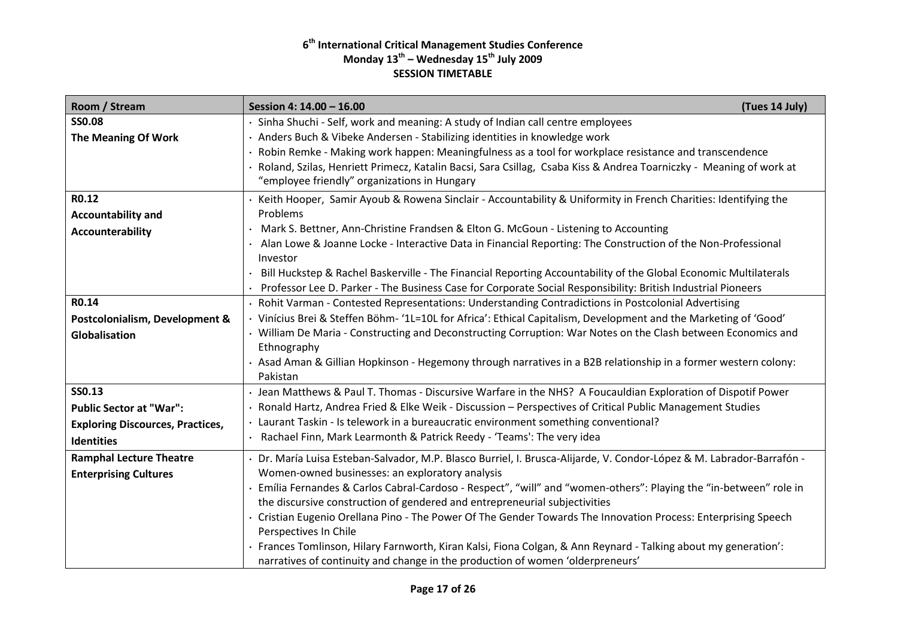**6th International Critical Management Studies Conference**
**Monday 13th – Wednesday 15th July 2009**
**SESSION TIMETABLE**

| Room / Stream | Session 4: 14.00 – 16.00 (Tues 14 July) |
|---|---|
| **SS0.08** **The Meaning Of Work** | · Sinha Shuchi - Self, work and meaning: A study of Indian call centre employees<br>· Anders Buch & Vibeke Andersen - Stabilizing identities in knowledge work<br>· Robin Remke - Making work happen: Meaningfulness as a tool for workplace resistance and transcendence<br>· Roland, Szilas, Henriett Primecz, Katalin Bacsi, Sara Csillag, Csaba Kiss & Andrea Toarniczky - Meaning of work at "employee friendly" organizations in Hungary |
| **R0.12** **Accountability and Accounterability** | · Keith Hooper, Samir Ayoub & Rowena Sinclair - Accountability & Uniformity in French Charities: Identifying the Problems<br>· Mark S. Bettner, Ann-Christine Frandsen & Elton G. McGoun - Listening to Accounting<br>· Alan Lowe & Joanne Locke - Interactive Data in Financial Reporting: The Construction of the Non-Professional Investor<br>· Bill Huckstep & Rachel Baskerville - The Financial Reporting Accountability of the Global Economic Multilaterals<br>· Professor Lee D. Parker - The Business Case for Corporate Social Responsibility: British Industrial Pioneers |
| **R0.14** **Postcolonialism, Development & Globalisation** | · Rohit Varman - Contested Representations: Understanding Contradictions in Postcolonial Advertising<br>· Vinícius Brei & Steffen Böhm- '1L=10L for Africa': Ethical Capitalism, Development and the Marketing of 'Good'<br>· William De Maria - Constructing and Deconstructing Corruption: War Notes on the Clash between Economics and Ethnography<br>· Asad Aman & Gillian Hopkinson - Hegemony through narratives in a B2B relationship in a former western colony: Pakistan |
| **SS0.13** **Public Sector at "War": Exploring Discources, Practices, Identities** | · Jean Matthews & Paul T. Thomas - Discursive Warfare in the NHS? A Foucauldian Exploration of Dispotif Power<br>· Ronald Hartz, Andrea Fried & Elke Weik - Discussion – Perspectives of Critical Public Management Studies<br>· Laurant Taskin - Is telework in a bureaucratic environment something conventional?<br>· Rachael Finn, Mark Learmonth & Patrick Reedy - 'Teams': The very idea |
| **Ramphal Lecture Theatre** **Enterprising Cultures** | · Dr. María Luisa Esteban-Salvador, M.P. Blasco Burriel, I. Brusca-Alijarde, V. Condor-López & M. Labrador-Barrafón - Women-owned businesses: an exploratory analysis<br>· Emília Fernandes & Carlos Cabral-Cardoso - Respect", "will" and "women-others": Playing the "in-between" role in the discursive construction of gendered and entrepreneurial subjectivities<br>· Cristian Eugenio Orellana Pino - The Power Of The Gender Towards The Innovation Process: Enterprising Speech Perspectives In Chile<br>· Frances Tomlinson, Hilary Farnworth, Kiran Kalsi, Fiona Colgan, & Ann Reynard - Talking about my generation': narratives of continuity and change in the production of women 'olderpreneurs' |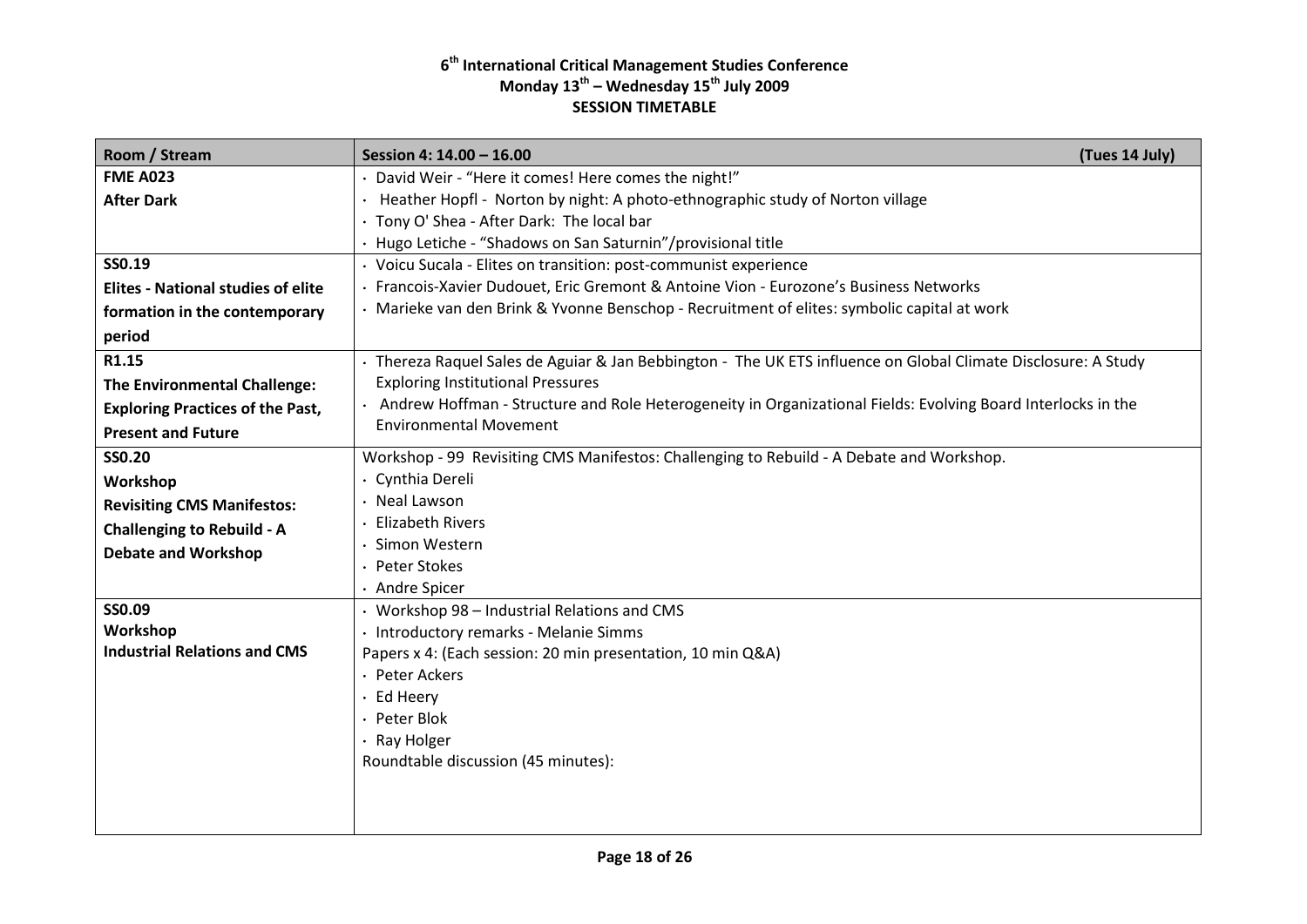**6th International Critical Management Studies Conference**
**Monday 13th – Wednesday 15th July 2009**
**SESSION TIMETABLE**

| Room / Stream | Session 4: 14.00 – 16.00 (Tues 14 July) |
|---|---|
| **FME A023**<br>**After Dark** | · David Weir - "Here it comes! Here comes the night!"<br>· Heather Hopfl - Norton by night: A photo-ethnographic study of Norton village<br>· Tony O' Shea - After Dark: The local bar<br>· Hugo Letiche - "Shadows on San Saturnin"/provisional title |
| **SS0.19**<br>**Elites - National studies of elite formation in the contemporary period** | · Voicu Sucala - Elites on transition: post-communist experience<br>· Francois-Xavier Dudouet, Eric Gremont & Antoine Vion - Eurozone's Business Networks<br>· Marieke van den Brink & Yvonne Benschop - Recruitment of elites: symbolic capital at work |
| **R1.15**<br>**The Environmental Challenge: Exploring Practices of the Past, Present and Future** | · Thereza Raquel Sales de Aguiar & Jan Bebbington - The UK ETS influence on Global Climate Disclosure: A Study Exploring Institutional Pressures<br>· Andrew Hoffman - Structure and Role Heterogeneity in Organizational Fields: Evolving Board Interlocks in the Environmental Movement |
| **SS0.20**<br>**Workshop**<br>**Revisiting CMS Manifestos: Challenging to Rebuild - A Debate and Workshop** | Workshop - 99 Revisiting CMS Manifestos: Challenging to Rebuild - A Debate and Workshop.<br>· Cynthia Dereli<br>· Neal Lawson<br>· Elizabeth Rivers<br>· Simon Western<br>· Peter Stokes<br>· Andre Spicer |
| **SS0.09**<br>**Workshop**<br>**Industrial Relations and CMS** | · Workshop 98 – Industrial Relations and CMS<br>· Introductory remarks - Melanie Simms<br>Papers x 4: (Each session: 20 min presentation, 10 min Q&A)<br>· Peter Ackers<br>· Ed Heery<br>· Peter Blok<br>· Ray Holger<br>Roundtable discussion (45 minutes): |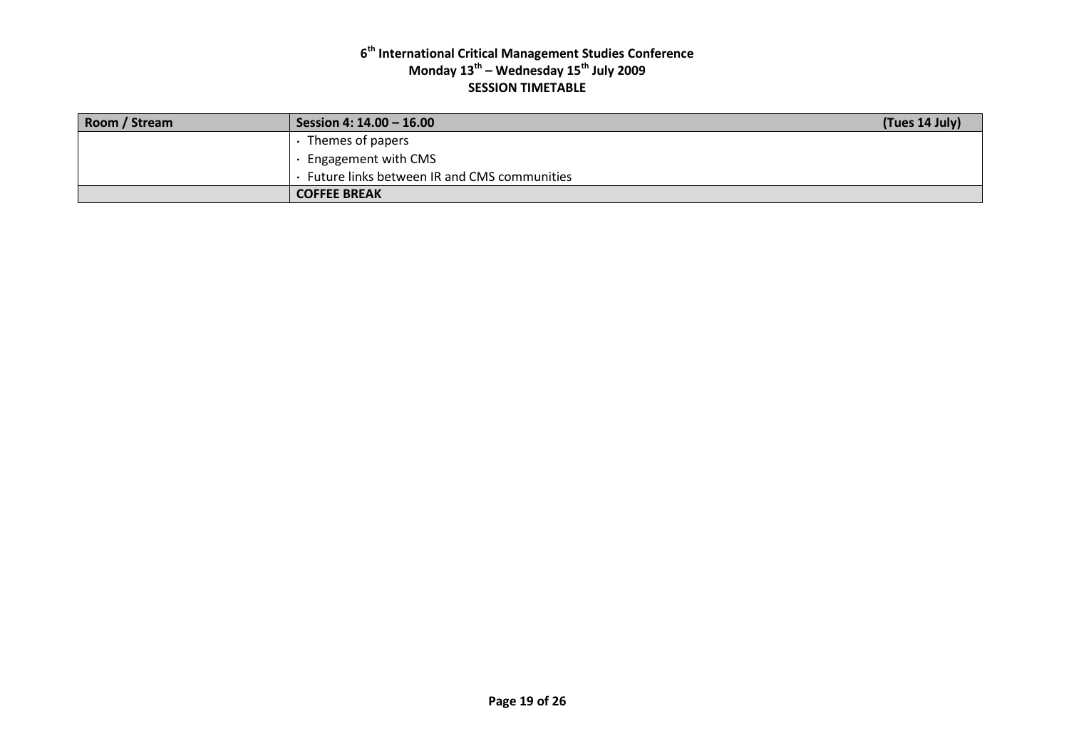**6th International Critical Management Studies Conference**
**Monday 13th – Wednesday 15th July 2009**
**SESSION TIMETABLE**

| Room / Stream | Session 4: 14.00 – 16.00 (Tues 14 July) |
|---|---|
| | · Themes of papers<br>· Engagement with CMS<br>· Future links between IR and CMS communities |
| | **COFFEE BREAK** |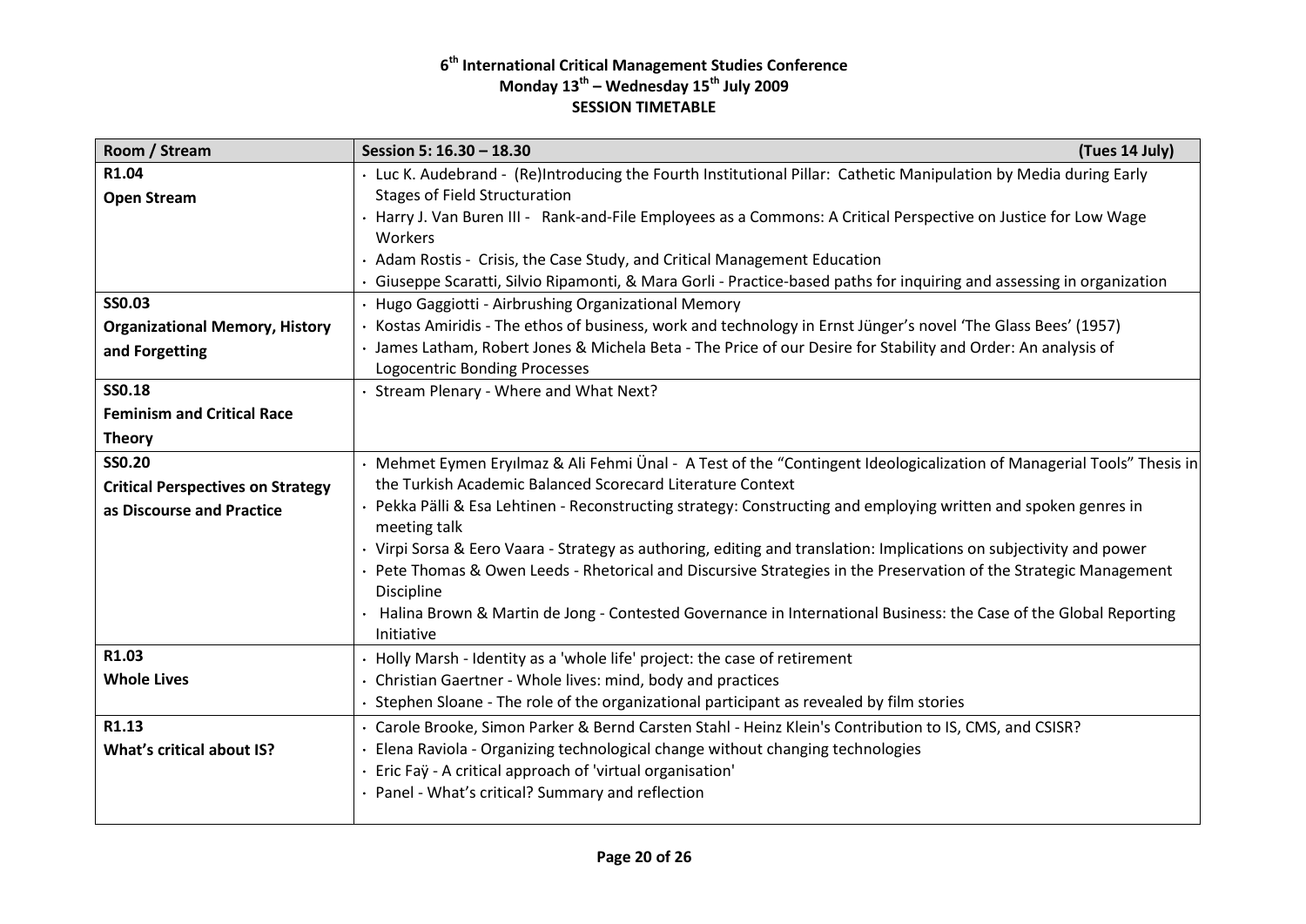**6th International Critical Management Studies Conference**
**Monday 13th – Wednesday 15th July 2009**
**SESSION TIMETABLE**

| Room / Stream | Session 5: 16.30 – 18.30 (Tues 14 July) |
|---|---|
| **R1.04**<br>**Open Stream** | · Luc K. Audebrand - (Re)Introducing the Fourth Institutional Pillar: Cathetic Manipulation by Media during Early Stages of Field Structuration<br>· Harry J. Van Buren III - Rank-and-File Employees as a Commons: A Critical Perspective on Justice for Low Wage Workers<br>· Adam Rostis - Crisis, the Case Study, and Critical Management Education<br>· Giuseppe Scaratti, Silvio Ripamonti, & Mara Gorli - Practice-based paths for inquiring and assessing in organization |
| **SS0.03**<br>**Organizational Memory, History and Forgetting** | · Hugo Gaggiotti - Airbrushing Organizational Memory<br>· Kostas Amiridis - The ethos of business, work and technology in Ernst Jünger's novel 'The Glass Bees' (1957)<br>· James Latham, Robert Jones & Michela Beta - The Price of our Desire for Stability and Order: An analysis of Logocentric Bonding Processes |
| **SS0.18**<br>**Feminism and Critical Race Theory** | · Stream Plenary - Where and What Next? |
| **SS0.20**<br>**Critical Perspectives on Strategy as Discourse and Practice** | · Mehmet Eymen Eryılmaz & Ali Fehmi Ünal - A Test of the "Contingent Ideologicalization of Managerial Tools" Thesis in the Turkish Academic Balanced Scorecard Literature Context<br>· Pekka Pälli & Esa Lehtinen - Reconstructing strategy: Constructing and employing written and spoken genres in meeting talk<br>· Virpi Sorsa & Eero Vaara - Strategy as authoring, editing and translation: Implications on subjectivity and power<br>· Pete Thomas & Owen Leeds - Rhetorical and Discursive Strategies in the Preservation of the Strategic Management Discipline<br>· Halina Brown & Martin de Jong - Contested Governance in International Business: the Case of the Global Reporting Initiative |
| **R1.03**<br>**Whole Lives** | · Holly Marsh - Identity as a 'whole life' project: the case of retirement<br>· Christian Gaertner - Whole lives: mind, body and practices<br>· Stephen Sloane - The role of the organizational participant as revealed by film stories |
| **R1.13**<br>**What's critical about IS?** | · Carole Brooke, Simon Parker & Bernd Carsten Stahl - Heinz Klein's Contribution to IS, CMS, and CSISR?<br>· Elena Raviola - Organizing technological change without changing technologies<br>· Eric Faÿ - A critical approach of 'virtual organisation'<br>· Panel - What's critical? Summary and reflection |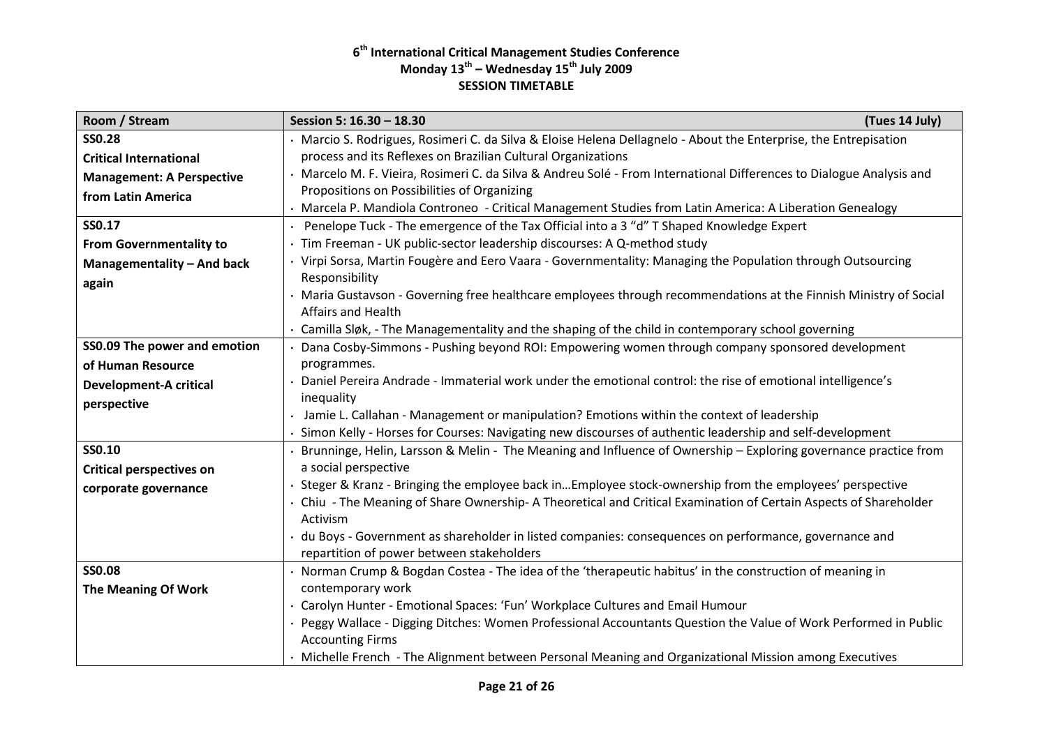**6th International Critical Management Studies Conference**
**Monday 13th – Wednesday 15th July 2009**
**SESSION TIMETABLE**

| Room / Stream | Session 5: 16.30 – 18.30 (Tues 14 July) |
| --- | --- |
| **SS0.28** **Critical International Management: A Perspective from Latin America** | · Marcio S. Rodrigues, Rosimeri C. da Silva & Eloise Helena Dellagnelo - About the Enterprise, the Entrepisation process and its Reflexes on Brazilian Cultural Organizations <br> · Marcelo M. F. Vieira, Rosimeri C. da Silva & Andreu Solé - From International Differences to Dialogue Analysis and Propositions on Possibilities of Organizing <br> · Marcela P. Mandiola Controneo - Critical Management Studies from Latin America: A Liberation Genealogy |
| **SS0.17** **From Governmentality to Managementality – And back again** | · Penelope Tuck - The emergence of the Tax Official into a 3 "d" T Shaped Knowledge Expert <br> · Tim Freeman - UK public-sector leadership discourses: A Q-method study <br> · Virpi Sorsa, Martin Fougère and Eero Vaara - Governmentality: Managing the Population through Outsourcing Responsibility <br> · Maria Gustavson - Governing free healthcare employees through recommendations at the Finnish Ministry of Social Affairs and Health <br> · Camilla Sløk, - The Managementality and the shaping of the child in contemporary school governing |
| **SS0.09 The power and emotion of Human Resource Development-A critical perspective** | · Dana Cosby-Simmons - Pushing beyond ROI: Empowering women through company sponsored development programmes. <br> · Daniel Pereira Andrade - Immaterial work under the emotional control: the rise of emotional intelligence's inequality <br> · Jamie L. Callahan - Management or manipulation? Emotions within the context of leadership <br> · Simon Kelly - Horses for Courses: Navigating new discourses of authentic leadership and self-development |
| **SS0.10** **Critical perspectives on corporate governance** | · Brunninge, Helin, Larsson & Melin - The Meaning and Influence of Ownership – Exploring governance practice from a social perspective <br> · Steger & Kranz - Bringing the employee back in…Employee stock-ownership from the employees' perspective <br> · Chiu - The Meaning of Share Ownership- A Theoretical and Critical Examination of Certain Aspects of Shareholder Activism <br> · du Boys - Government as shareholder in listed companies: consequences on performance, governance and repartition of power between stakeholders |
| **SS0.08** **The Meaning Of Work** | · Norman Crump & Bogdan Costea - The idea of the 'therapeutic habitus' in the construction of meaning in contemporary work <br> · Carolyn Hunter - Emotional Spaces: 'Fun' Workplace Cultures and Email Humour <br> · Peggy Wallace - Digging Ditches: Women Professional Accountants Question the Value of Work Performed in Public Accounting Firms <br> · Michelle French - The Alignment between Personal Meaning and Organizational Mission among Executives |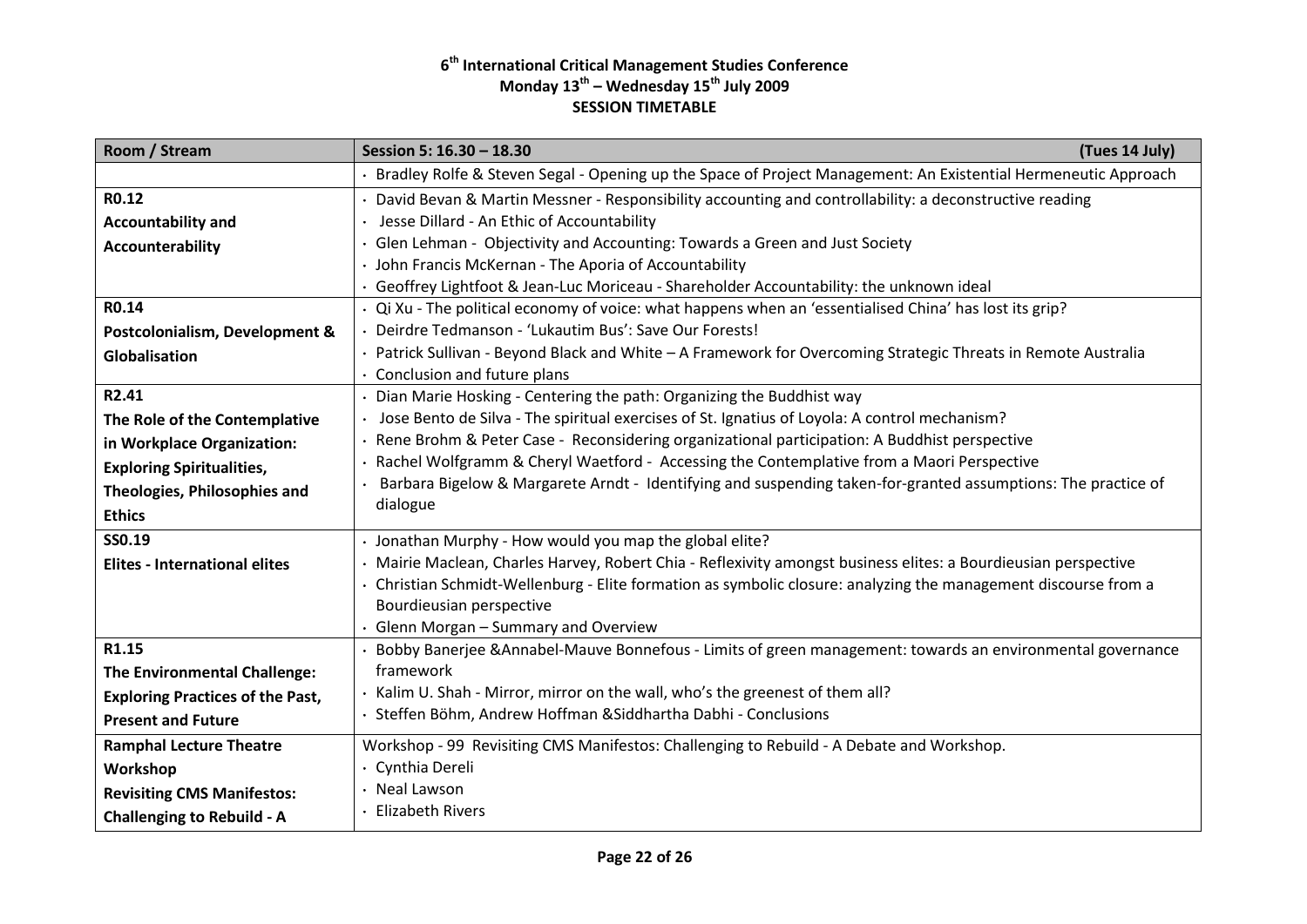**6th International Critical Management Studies Conference**
**Monday 13th – Wednesday 15th July 2009**
**SESSION TIMETABLE**

| Room / Stream | Session 5: 16.30 – 18.30 (Tues 14 July) |
|---|---|
| | · Bradley Rolfe & Steven Segal - Opening up the Space of Project Management: An Existential Hermeneutic Approach |
| **R0.12**<br>**Accountability and Accounterability** | · David Bevan & Martin Messner - Responsibility accounting and controllability: a deconstructive reading<br>· Jesse Dillard - An Ethic of Accountability<br>· Glen Lehman - Objectivity and Accounting: Towards a Green and Just Society<br>· John Francis McKernan - The Aporia of Accountability<br>· Geoffrey Lightfoot & Jean-Luc Moriceau - Shareholder Accountability: the unknown ideal |
| **R0.14**<br>**Postcolonialism, Development & Globalisation** | · Qi Xu - The political economy of voice: what happens when an 'essentialised China' has lost its grip?<br>· Deirdre Tedmanson - 'Lukautim Bus': Save Our Forests!<br>· Patrick Sullivan - Beyond Black and White – A Framework for Overcoming Strategic Threats in Remote Australia<br>· Conclusion and future plans |
| **R2.41**<br>**The Role of the Contemplative in Workplace Organization: Exploring Spiritualities, Theologies, Philosophies and Ethics** | · Dian Marie Hosking - Centering the path: Organizing the Buddhist way<br>· Jose Bento de Silva - The spiritual exercises of St. Ignatius of Loyola: A control mechanism?<br>· Rene Brohm & Peter Case - Reconsidering organizational participation: A Buddhist perspective<br>· Rachel Wolfgramm & Cheryl Waetford - Accessing the Contemplative from a Maori Perspective<br>· Barbara Bigelow & Margarete Arndt - Identifying and suspending taken-for-granted assumptions: The practice of dialogue |
| **SS0.19**<br>**Elites - International elites** | · Jonathan Murphy - How would you map the global elite?<br>· Mairie Maclean, Charles Harvey, Robert Chia - Reflexivity amongst business elites: a Bourdieusian perspective<br>· Christian Schmidt-Wellenburg - Elite formation as symbolic closure: analyzing the management discourse from a Bourdieusian perspective<br>· Glenn Morgan – Summary and Overview |
| **R1.15**<br>**The Environmental Challenge: Exploring Practices of the Past, Present and Future** | · Bobby Banerjee &Annabel-Mauve Bonnefous - Limits of green management: towards an environmental governance framework<br>· Kalim U. Shah - Mirror, mirror on the wall, who's the greenest of them all?<br>· Steffen Böhm, Andrew Hoffman &Siddhartha Dabhi - Conclusions |
| **Ramphal Lecture Theatre**<br>**Workshop**<br>**Revisiting CMS Manifestos: Challenging to Rebuild - A** | Workshop - 99 Revisiting CMS Manifestos: Challenging to Rebuild - A Debate and Workshop.<br>· Cynthia Dereli<br>· Neal Lawson<br>· Elizabeth Rivers |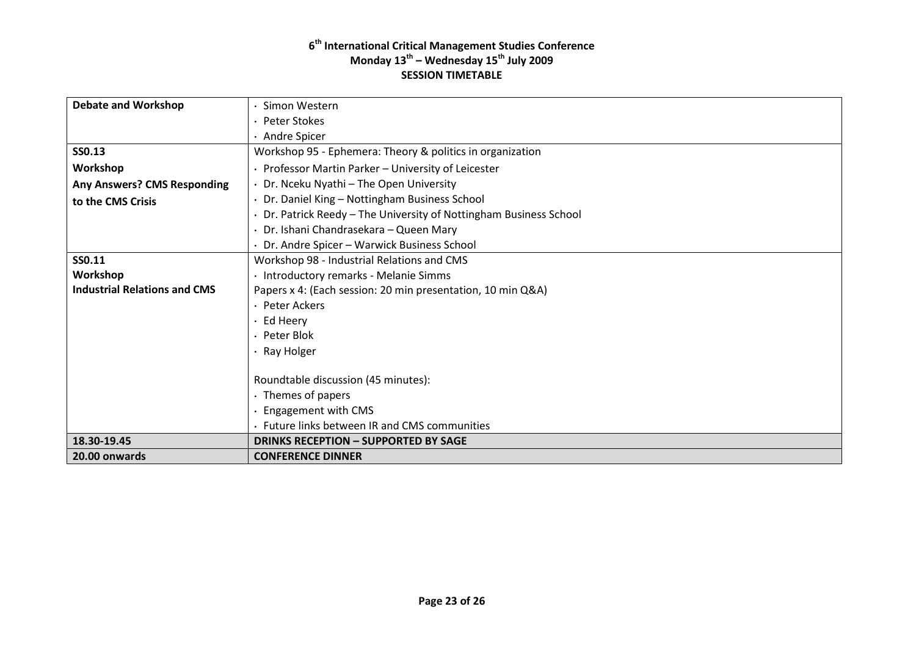# 6th International Critical Management Studies Conference
## Monday 13th – Wednesday 15th July 2009
## SESSION TIMETABLE

| | |
|---|---|
| **Debate and Workshop** | · Simon Western<br>· Peter Stokes<br>· Andre Spicer |
| **SS0.13**<br>**Workshop**<br>**Any Answers? CMS Responding to the CMS Crisis** | Workshop 95 - Ephemera: Theory & politics in organization<br>· Professor Martin Parker – University of Leicester<br>· Dr. Nceku Nyathi – The Open University<br>· Dr. Daniel King – Nottingham Business School<br>· Dr. Patrick Reedy – The University of Nottingham Business School<br>· Dr. Ishani Chandrasekara – Queen Mary<br>· Dr. Andre Spicer – Warwick Business School |
| **SS0.11**<br>**Workshop**<br>**Industrial Relations and CMS** | Workshop 98 - Industrial Relations and CMS<br>· Introductory remarks - Melanie Simms<br>Papers x 4: (Each session: 20 min presentation, 10 min Q&A)<br>· Peter Ackers<br>· Ed Heery<br>· Peter Blok<br>· Ray Holger<br><br>Roundtable discussion (45 minutes):<br>· Themes of papers<br>· Engagement with CMS<br>· Future links between IR and CMS communities |
| **18.30-19.45** | **DRINKS RECEPTION – SUPPORTED BY SAGE** |
| **20.00 onwards** | **CONFERENCE DINNER** |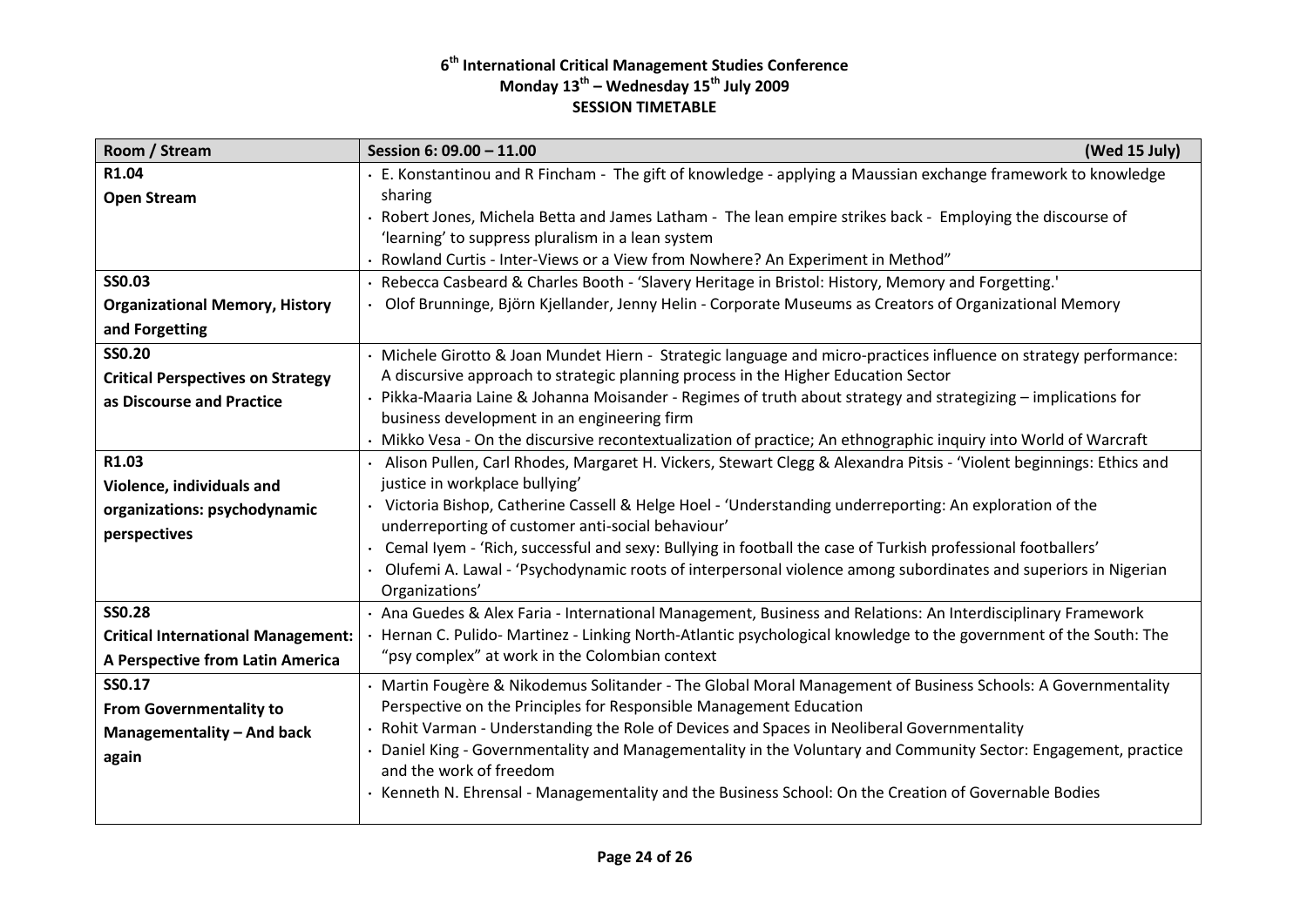# 6th International Critical Management Studies Conference
## Monday 13th – Wednesday 15th July 2009
## SESSION TIMETABLE

| Room / Stream | Session 6: 09.00 – 11.00 (Wed 15 July) |
|---|---|
| **R1.04**<br>**Open Stream** | · E. Konstantinou and R Fincham - The gift of knowledge - applying a Maussian exchange framework to knowledge sharing<br>· Robert Jones, Michela Betta and James Latham - The lean empire strikes back - Employing the discourse of 'learning' to suppress pluralism in a lean system<br>· Rowland Curtis - Inter-Views or a View from Nowhere? An Experiment in Method" |
| **SS0.03**<br>**Organizational Memory, History and Forgetting** | · Rebecca Casbeard & Charles Booth - 'Slavery Heritage in Bristol: History, Memory and Forgetting.'<br>· Olof Brunninge, Björn Kjellander, Jenny Helin - Corporate Museums as Creators of Organizational Memory |
| **SS0.20**<br>**Critical Perspectives on Strategy as Discourse and Practice** | · Michele Girotto & Joan Mundet Hiern - Strategic language and micro-practices influence on strategy performance: A discursive approach to strategic planning process in the Higher Education Sector<br>· Pikka-Maaria Laine & Johanna Moisander - Regimes of truth about strategy and strategizing – implications for business development in an engineering firm<br>· Mikko Vesa - On the discursive recontextualization of practice; An ethnographic inquiry into World of Warcraft |
| **R1.03**<br>**Violence, individuals and organizations: psychodynamic perspectives** | · Alison Pullen, Carl Rhodes, Margaret H. Vickers, Stewart Clegg & Alexandra Pitsis - 'Violent beginnings: Ethics and justice in workplace bullying'<br>· Victoria Bishop, Catherine Cassell & Helge Hoel - 'Understanding underreporting: An exploration of the underreporting of customer anti-social behaviour'<br>· Cemal Iyem - 'Rich, successful and sexy: Bullying in football the case of Turkish professional footballers'<br>· Olufemi A. Lawal - 'Psychodynamic roots of interpersonal violence among subordinates and superiors in Nigerian Organizations' |
| **SS0.28**<br>**Critical International Management: A Perspective from Latin America** | · Ana Guedes & Alex Faria - International Management, Business and Relations: An Interdisciplinary Framework<br>· Hernan C. Pulido- Martinez - Linking North-Atlantic psychological knowledge to the government of the South: The "psy complex" at work in the Colombian context |
| **SS0.17**<br>**From Governmentality to Managementality – And back again** | · Martin Fougère & Nikodemus Solitander - The Global Moral Management of Business Schools: A Governmentality Perspective on the Principles for Responsible Management Education<br>· Rohit Varman - Understanding the Role of Devices and Spaces in Neoliberal Governmentality<br>· Daniel King - Governmentality and Managementality in the Voluntary and Community Sector: Engagement, practice and the work of freedom<br>· Kenneth N. Ehrensal - Managementality and the Business School: On the Creation of Governable Bodies |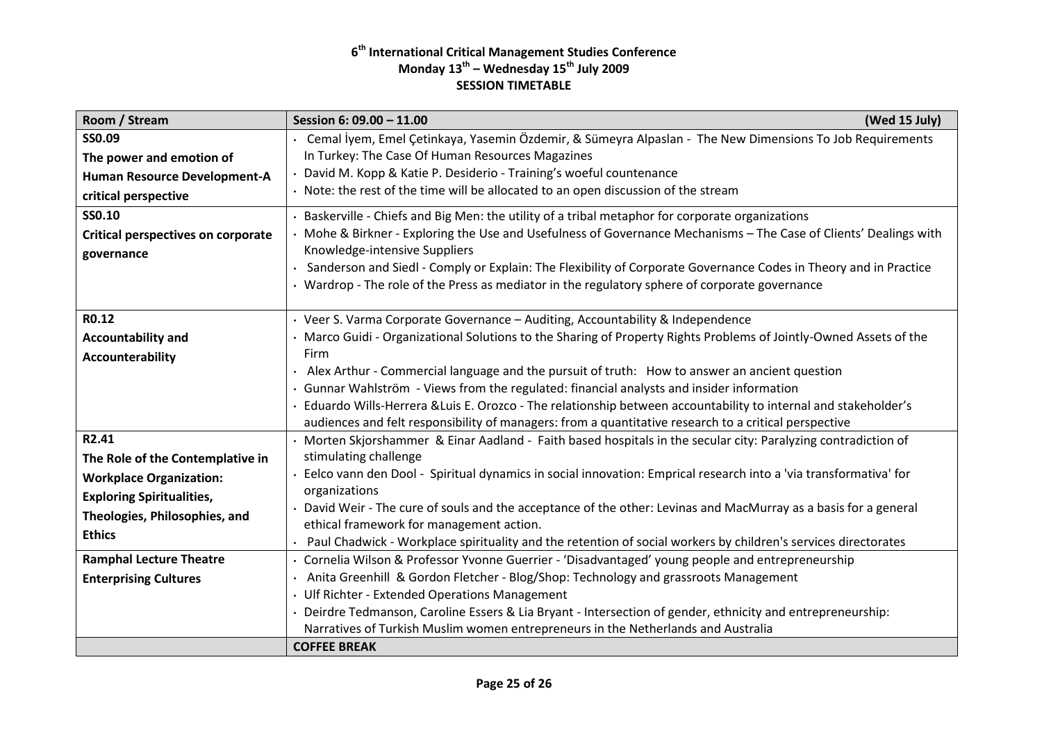**6th International Critical Management Studies Conference**
**Monday 13th – Wednesday 15th July 2009**
**SESSION TIMETABLE**

| Room / Stream | Session 6: 09.00 – 11.00 (Wed 15 July) |
|---|---|
| **SS0.09** **The power and emotion of Human Resource Development-A critical perspective** | · Cemal İyem, Emel Çetinkaya, Yasemin Özdemir, & Sümeyra Alpaslan - The New Dimensions To Job Requirements In Turkey: The Case Of Human Resources Magazines<br>· David M. Kopp & Katie P. Desiderio - Training's woeful countenance<br>· Note: the rest of the time will be allocated to an open discussion of the stream |
| **SS0.10** **Critical perspectives on corporate governance** | · Baskerville - Chiefs and Big Men: the utility of a tribal metaphor for corporate organizations<br>· Mohe & Birkner - Exploring the Use and Usefulness of Governance Mechanisms – The Case of Clients' Dealings with Knowledge-intensive Suppliers<br>· Sanderson and Siedl - Comply or Explain: The Flexibility of Corporate Governance Codes in Theory and in Practice<br>· Wardrop - The role of the Press as mediator in the regulatory sphere of corporate governance |
| **R0.12** **Accountability and Accounterability** | · Veer S. Varma Corporate Governance – Auditing, Accountability & Independence<br>· Marco Guidi - Organizational Solutions to the Sharing of Property Rights Problems of Jointly-Owned Assets of the Firm<br>· Alex Arthur - Commercial language and the pursuit of truth: How to answer an ancient question<br>· Gunnar Wahlström - Views from the regulated: financial analysts and insider information<br>· Eduardo Wills-Herrera &Luis E. Orozco - The relationship between accountability to internal and stakeholder's audiences and felt responsibility of managers: from a quantitative research to a critical perspective |
| **R2.41** **The Role of the Contemplative in Workplace Organization: Exploring Spiritualities, Theologies, Philosophies, and Ethics** | · Morten Skjorshammer & Einar Aadland - Faith based hospitals in the secular city: Paralyzing contradiction of stimulating challenge<br>· Eelco vann den Dool - Spiritual dynamics in social innovation: Emprical research into a 'via transformativa' for organizations<br>· David Weir - The cure of souls and the acceptance of the other: Levinas and MacMurray as a basis for a general ethical framework for management action.<br>· Paul Chadwick - Workplace spirituality and the retention of social workers by children's services directorates |
| **Ramphal Lecture Theatre** **Enterprising Cultures** | · Cornelia Wilson & Professor Yvonne Guerrier - 'Disadvantaged' young people and entrepreneurship<br>· Anita Greenhill & Gordon Fletcher - Blog/Shop: Technology and grassroots Management<br>· Ulf Richter - Extended Operations Management<br>· Deirdre Tedmanson, Caroline Essers & Lia Bryant - Intersection of gender, ethnicity and entrepreneurship: Narratives of Turkish Muslim women entrepreneurs in the Netherlands and Australia |
| | **COFFEE BREAK** |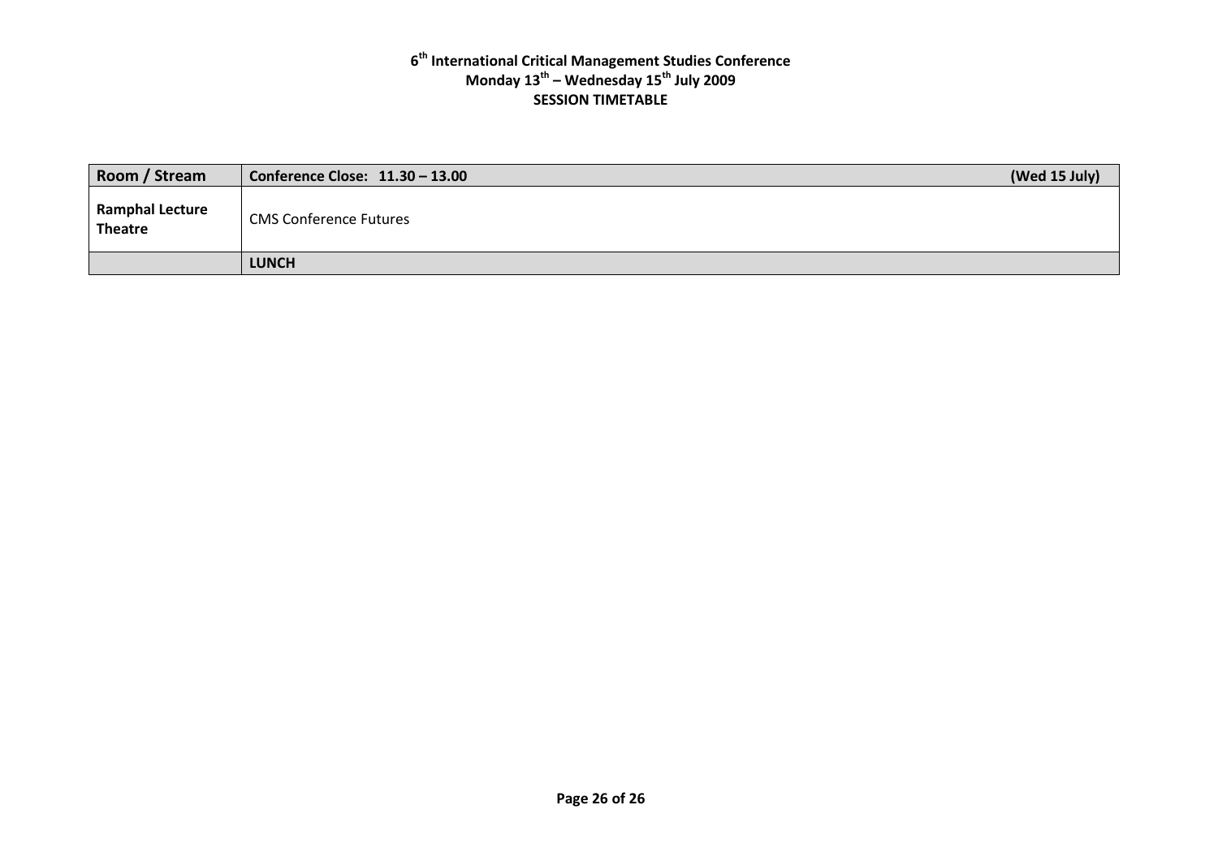**6th International Critical Management Studies Conference**
**Monday 13th – Wednesday 15th July 2009**
**SESSION TIMETABLE**

| Room / Stream | Conference Close: 11.30 – 13.00 (Wed 15 July) |
|---|---|
| **Ramphal Lecture Theatre** | CMS Conference Futures |
| | **LUNCH** |